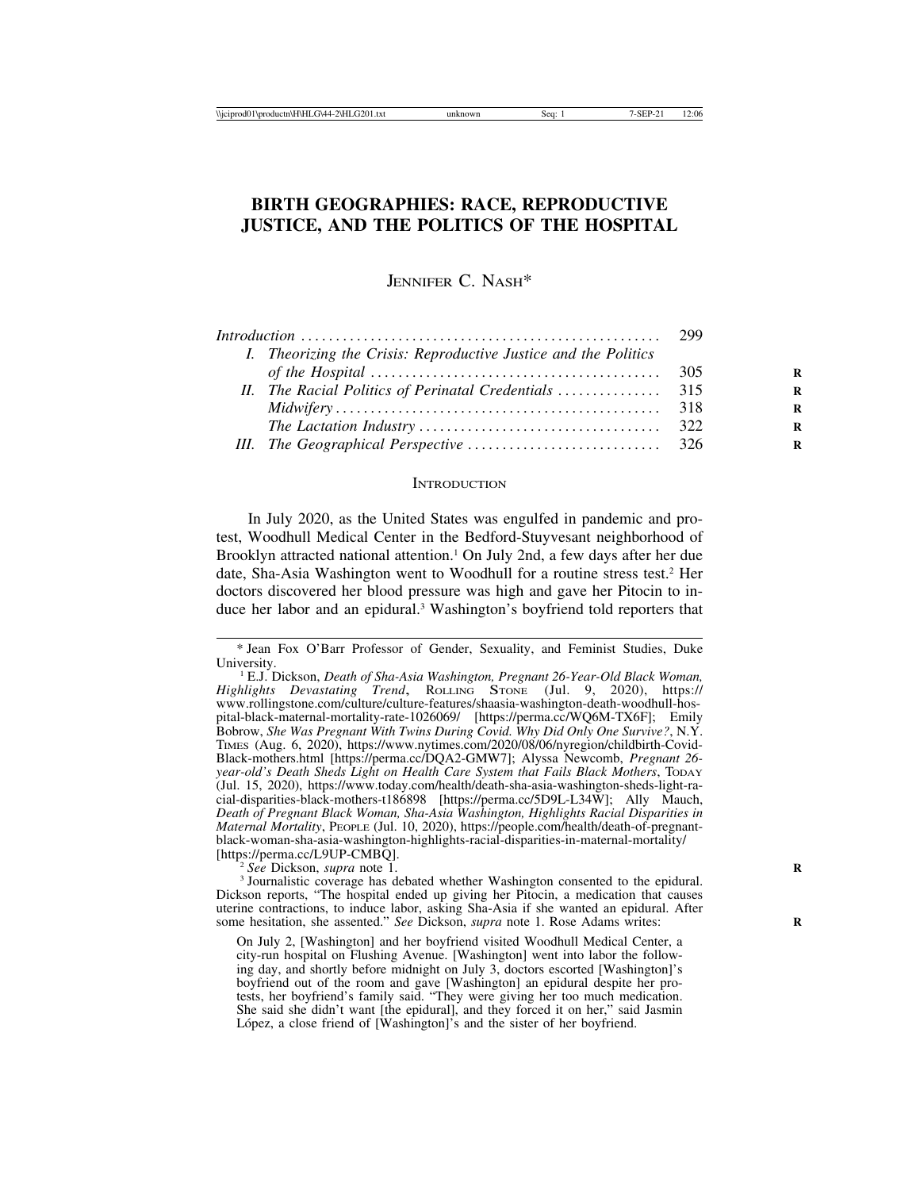# BIRTH GEOGRAPHIES: RACE, REPRODUCTIVE JUSTICE, AND THE POLITICS OF THE HOSPITAL

JENNIFER C. NASH*

| | |
|---|---|
| *Introduction* | 299 |
| I. *Theorizing the Crisis: Reproductive Justice and the Politics of the Hospital* | 305 |
| II. *The Racial Politics of Perinatal Credentials* | 315 |
| *Midwifery* | 318 |
| *The Lactation Industry* | 322 |
| III. *The Geographical Perspective* | 326 |

## INTRODUCTION

In July 2020, as the United States was engulfed in pandemic and protest, Woodhull Medical Center in the Bedford-Stuyvesant neighborhood of Brooklyn attracted national attention.[1] On July 2nd, a few days after her due date, Sha-Asia Washington went to Woodhull for a routine stress test.[2] Her doctors discovered her blood pressure was high and gave her Pitocin to induce her labor and an epidural.[3] Washington's boyfriend told reporters that

---

* Jean Fox O'Barr Professor of Gender, Sexuality, and Feminist Studies, Duke University.

[1] E.J. Dickson, *Death of Sha-Asia Washington, Pregnant 26-Year-Old Black Woman, Highlights Devastating Trend*, ROLLING STONE (Jul. 9, 2020), https://www.rollingstone.com/culture/culture-features/shaasia-washington-death-woodhull-hospital-black-maternal-mortality-rate-1026069/ [https://perma.cc/WQ6M-TX6F]; Emily Bobrow, *She Was Pregnant With Twins During Covid. Why Did Only One Survive?*, N.Y. TIMES (Aug. 6, 2020), https://www.nytimes.com/2020/08/06/nyregion/childbirth-Covid-Black-mothers.html [https://perma.cc/DQA2-GMW7]; Alyssa Newcomb, *Pregnant 26-year-old's Death Sheds Light on Health Care System that Fails Black Mothers*, TODAY (Jul. 15, 2020), https://www.today.com/health/death-sha-asia-washington-sheds-light-racial-disparities-black-mothers-t186898 [https://perma.cc/5D9L-L34W]; Ally Mauch, *Death of Pregnant Black Woman, Sha-Asia Washington, Highlights Racial Disparities in Maternal Mortality*, PEOPLE (Jul. 10, 2020), https://people.com/health/death-of-pregnant-black-woman-sha-asia-washington-highlights-racial-disparities-in-maternal-mortality/ [https://perma.cc/L9UP-CMBQ].

[2] *See* Dickson, *supra* note 1.

[3] Journalistic coverage has debated whether Washington consented to the epidural. Dickson reports, "The hospital ended up giving her Pitocin, a medication that causes uterine contractions, to induce labor, asking Sha-Asia if she wanted an epidural. After some hesitation, she assented." *See* Dickson, *supra* note 1. Rose Adams writes:

> On July 2, [Washington] and her boyfriend visited Woodhull Medical Center, a city-run hospital on Flushing Avenue. [Washington] went into labor the following day, and shortly before midnight on July 3, doctors escorted [Washington]'s boyfriend out of the room and gave [Washington] an epidural despite her protests, her boyfriend's family said. "They were giving her too much medication. She said she didn't want [the epidural], and they forced it on her," said Jasmin López, a close friend of [Washington]'s and the sister of her boyfriend.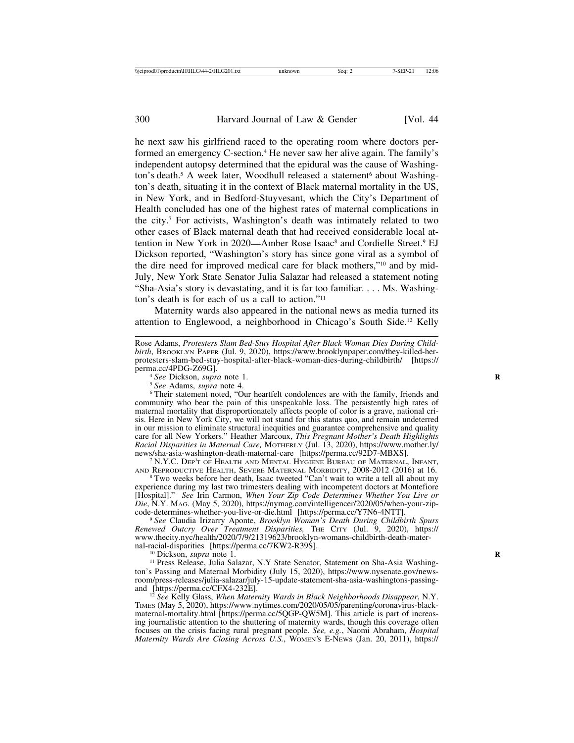he next saw his girlfriend raced to the operating room where doctors performed an emergency C-section.[4] He never saw her alive again. The family's independent autopsy determined that the epidural was the cause of Washington's death.[5] A week later, Woodhull released a statement[6] about Washington's death, situating it in the context of Black maternal mortality in the US, in New York, and in Bedford-Stuyvesant, which the City's Department of Health concluded has one of the highest rates of maternal complications in the city.[7] For activists, Washington's death was intimately related to two other cases of Black maternal death that had received considerable local attention in New York in 2020—Amber Rose Isaac[8] and Cordielle Street.[9] EJ Dickson reported, "Washington's story has since gone viral as a symbol of the dire need for improved medical care for black mothers,"[10] and by mid-July, New York State Senator Julia Salazar had released a statement noting "Sha-Asia's story is devastating, and it is far too familiar. . . . Ms. Washington's death is for each of us a call to action."[11]

Maternity wards also appeared in the national news as media turned its attention to Englewood, a neighborhood in Chicago's South Side.[12] Kelly

---

Rose Adams, *Protesters Slam Bed-Stuy Hospital After Black Woman Dies During Childbirth*, BROOKLYN PAPER (Jul. 9, 2020), https://www.brooklynpaper.com/they-killed-her-protesters-slam-bed-stuy-hospital-after-black-woman-dies-during-childbirth/ [https://perma.cc/4PDG-Z69G].

[4] *See* Dickson, *supra* note 1.

[5] *See* Adams, *supra* note 4.

[6] Their statement noted, "Our heartfelt condolences are with the family, friends and community who bear the pain of this unspeakable loss. The persistently high rates of maternal mortality that disproportionately affects people of color is a grave, national crisis. Here in New York City, we will not stand for this status quo, and remain undeterred in our mission to eliminate structural inequities and guarantee comprehensive and quality care for all New Yorkers." Heather Marcoux, *This Pregnant Mother's Death Highlights Racial Disparities in Maternal Care,* MOTHERLY (Jul. 13, 2020), https://www.mother.ly/news/sha-asia-washington-death-maternal-care [https://perma.cc/92D7-MBXS].

[7] N.Y.C. DEP'T OF HEALTH AND MENTAL HYGIENE BUREAU OF MATERNAL, INFANT, AND REPRODUCTIVE HEALTH, SEVERE MATERNAL MORBIDITY, 2008-2012 (2016) at 16.

[8] Two weeks before her death, Isaac tweeted "Can't wait to write a tell all about my experience during my last two trimesters dealing with incompetent doctors at Montefiore [Hospital]." *See* Irin Carmon, *When Your Zip Code Determines Whether You Live or Die*, N.Y. MAG. (May 5, 2020), https://nymag.com/intelligencer/2020/05/when-your-zip-code-determines-whether-you-live-or-die.html [https://perma.cc/Y7N6-4NTT].

[9] *See* Claudia Irizarry Aponte, *Brooklyn Woman's Death During Childbirth Spurs Renewed Outcry Over Treatment Disparities,* THE CITY (Jul. 9, 2020), https://www.thecity.nyc/health/2020/7/9/21319623/brooklyn-womans-childbirth-death-maternal-racial-disparities [https://perma.cc/7KW2-R39S].

[10] Dickson, *supra* note 1.

[11] Press Release, Julia Salazar, N.Y State Senator, Statement on Sha-Asia Washington's Passing and Maternal Morbidity (July 15, 2020), https://www.nysenate.gov/newsroom/press-releases/julia-salazar/july-15-update-statement-sha-asia-washingtons-passing-and [https://perma.cc/CFX4-232E].

[12] *See* Kelly Glass, *When Maternity Wards in Black Neighborhoods Disappear*, N.Y. TIMES (May 5, 2020), https://www.nytimes.com/2020/05/05/parenting/coronavirus-black-maternal-mortality.html [https://perma.cc/5QGP-QW5M]. This article is part of increasing journalistic attention to the shuttering of maternity wards, though this coverage often focuses on the crisis facing rural pregnant people. *See, e.g.*, Naomi Abraham, *Hospital Maternity Wards Are Closing Across U.S.*, WOMEN'S E-NEWS (Jan. 20, 2011), https://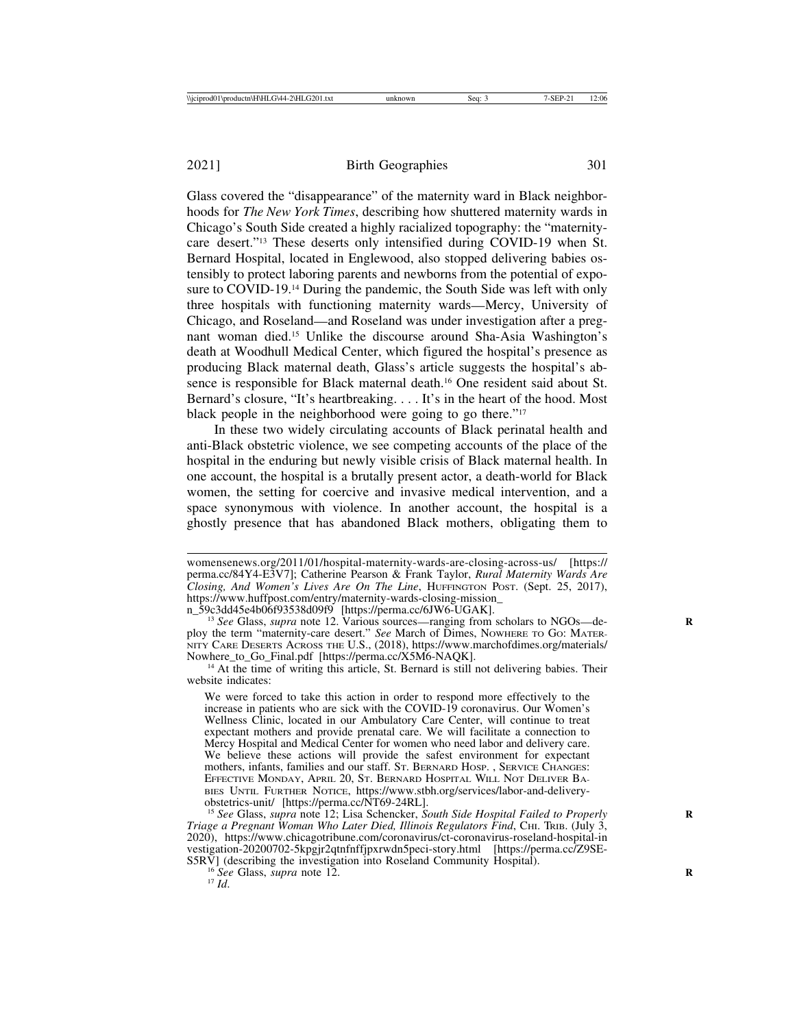Glass covered the "disappearance" of the maternity ward in Black neighborhoods for *The New York Times*, describing how shuttered maternity wards in Chicago's South Side created a highly racialized topography: the "maternity-care desert."[13] These deserts only intensified during COVID-19 when St. Bernard Hospital, located in Englewood, also stopped delivering babies ostensibly to protect laboring parents and newborns from the potential of exposure to COVID-19.[14] During the pandemic, the South Side was left with only three hospitals with functioning maternity wards—Mercy, University of Chicago, and Roseland—and Roseland was under investigation after a pregnant woman died.[15] Unlike the discourse around Sha-Asia Washington's death at Woodhull Medical Center, which figured the hospital's presence as producing Black maternal death, Glass's article suggests the hospital's absence is responsible for Black maternal death.[16] One resident said about St. Bernard's closure, "It's heartbreaking. . . . It's in the heart of the hood. Most black people in the neighborhood were going to go there."[17]

In these two widely circulating accounts of Black perinatal health and anti-Black obstetric violence, we see competing accounts of the place of the hospital in the enduring but newly visible crisis of Black maternal health. In one account, the hospital is a brutally present actor, a death-world for Black women, the setting for coercive and invasive medical intervention, and a space synonymous with violence. In another account, the hospital is a ghostly presence that has abandoned Black mothers, obligating them to

---

womensenews.org/2011/01/hospital-maternity-wards-are-closing-across-us/ [https://perma.cc/84Y4-E3V7]; Catherine Pearson & Frank Taylor, *Rural Maternity Wards Are Closing, And Women's Lives Are On The Line*, HUFFINGTON POST. (Sept. 25, 2017), https://www.huffpost.com/entry/maternity-wards-closing-mission_n_59c3dd45e4b06f93538d09f9 [https://perma.cc/6JW6-UGAK].

[13] *See* Glass, *supra* note 12. Various sources—ranging from scholars to NGOs—deploy the term "maternity-care desert." *See* March of Dimes, NOWHERE TO GO: MATERNITY CARE DESERTS ACROSS THE U.S., (2018), https://www.marchofdimes.org/materials/Nowhere_to_Go_Final.pdf [https://perma.cc/X5M6-NAQK].

[14] At the time of writing this article, St. Bernard is still not delivering babies. Their website indicates:

> We were forced to take this action in order to respond more effectively to the increase in patients who are sick with the COVID-19 coronavirus. Our Women's Wellness Clinic, located in our Ambulatory Care Center, will continue to treat expectant mothers and provide prenatal care. We will facilitate a connection to Mercy Hospital and Medical Center for women who need labor and delivery care. We believe these actions will provide the safest environment for expectant mothers, infants, families and our staff. ST. BERNARD HOSP. , SERVICE CHANGES: EFFECTIVE MONDAY, APRIL 20, ST. BERNARD HOSPITAL WILL NOT DELIVER BABIES UNTIL FURTHER NOTICE, https://www.stbh.org/services/labor-and-delivery-obstetrics-unit/ [https://perma.cc/NT69-24RL].

[15] *See* Glass, *supra* note 12; Lisa Schencker, *South Side Hospital Failed to Properly Triage a Pregnant Woman Who Later Died, Illinois Regulators Find*, CHI. TRIB. (July 3, 2020), https://www.chicagotribune.com/coronavirus/ct-coronavirus-roseland-hospital-investigation-20200702-5kpgjr2qtnfnffjpxrwdn5peci-story.html [https://perma.cc/Z9SE-S5RV] (describing the investigation into Roseland Community Hospital).

[16] *See* Glass, *supra* note 12.

[17] *Id*.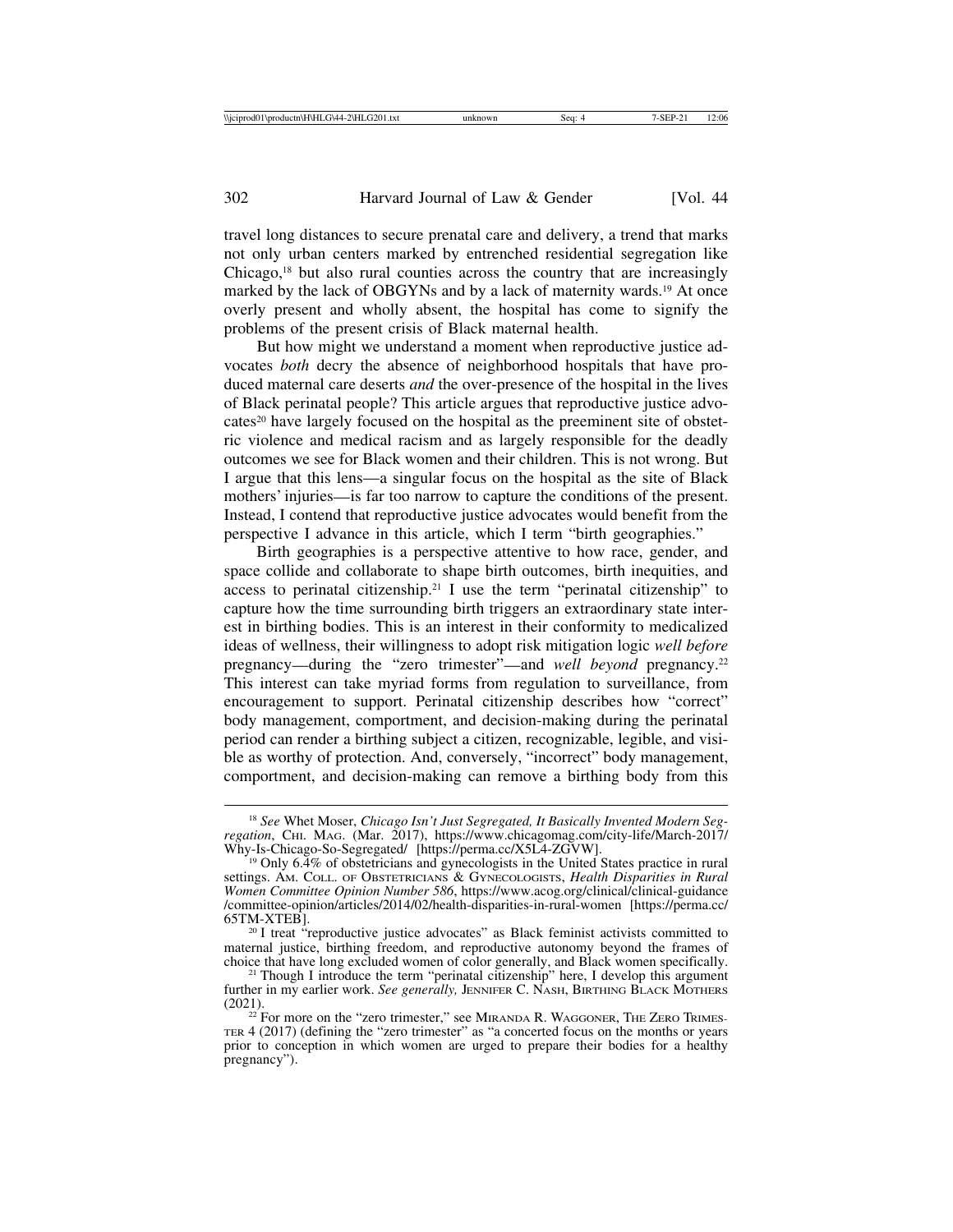travel long distances to secure prenatal care and delivery, a trend that marks not only urban centers marked by entrenched residential segregation like Chicago,[18] but also rural counties across the country that are increasingly marked by the lack of OBGYNs and by a lack of maternity wards.[19] At once overly present and wholly absent, the hospital has come to signify the problems of the present crisis of Black maternal health.

But how might we understand a moment when reproductive justice advocates *both* decry the absence of neighborhood hospitals that have produced maternal care deserts *and* the over-presence of the hospital in the lives of Black perinatal people? This article argues that reproductive justice advocates[20] have largely focused on the hospital as the preeminent site of obstetric violence and medical racism and as largely responsible for the deadly outcomes we see for Black women and their children. This is not wrong. But I argue that this lens—a singular focus on the hospital as the site of Black mothers' injuries—is far too narrow to capture the conditions of the present. Instead, I contend that reproductive justice advocates would benefit from the perspective I advance in this article, which I term "birth geographies."

Birth geographies is a perspective attentive to how race, gender, and space collide and collaborate to shape birth outcomes, birth inequities, and access to perinatal citizenship.[21] I use the term "perinatal citizenship" to capture how the time surrounding birth triggers an extraordinary state interest in birthing bodies. This is an interest in their conformity to medicalized ideas of wellness, their willingness to adopt risk mitigation logic *well before* pregnancy—during the "zero trimester"—and *well beyond* pregnancy.[22] This interest can take myriad forms from regulation to surveillance, from encouragement to support. Perinatal citizenship describes how "correct" body management, comportment, and decision-making during the perinatal period can render a birthing subject a citizen, recognizable, legible, and visible as worthy of protection. And, conversely, "incorrect" body management, comportment, and decision-making can remove a birthing body from this

---

[18] *See* Whet Moser, *Chicago Isn't Just Segregated, It Basically Invented Modern Segregation*, CHI. MAG. (Mar. 2017), https://www.chicagomag.com/city-life/March-2017/Why-Is-Chicago-So-Segregated/ [https://perma.cc/X5L4-ZGVW].

[19] Only 6.4% of obstetricians and gynecologists in the United States practice in rural settings. AM. COLL. OF OBSTETRICIANS & GYNECOLOGISTS, *Health Disparities in Rural Women Committee Opinion Number 586*, https://www.acog.org/clinical/clinical-guidance/committee-opinion/articles/2014/02/health-disparities-in-rural-women [https://perma.cc/65TM-XTEB].

[20] I treat "reproductive justice advocates" as Black feminist activists committed to maternal justice, birthing freedom, and reproductive autonomy beyond the frames of choice that have long excluded women of color generally, and Black women specifically.

[21] Though I introduce the term "perinatal citizenship" here, I develop this argument further in my earlier work. *See generally,* JENNIFER C. NASH, BIRTHING BLACK MOTHERS (2021).

[22] For more on the "zero trimester," see MIRANDA R. WAGGONER, THE ZERO TRIMESTER 4 (2017) (defining the "zero trimester" as "a concerted focus on the months or years prior to conception in which women are urged to prepare their bodies for a healthy pregnancy").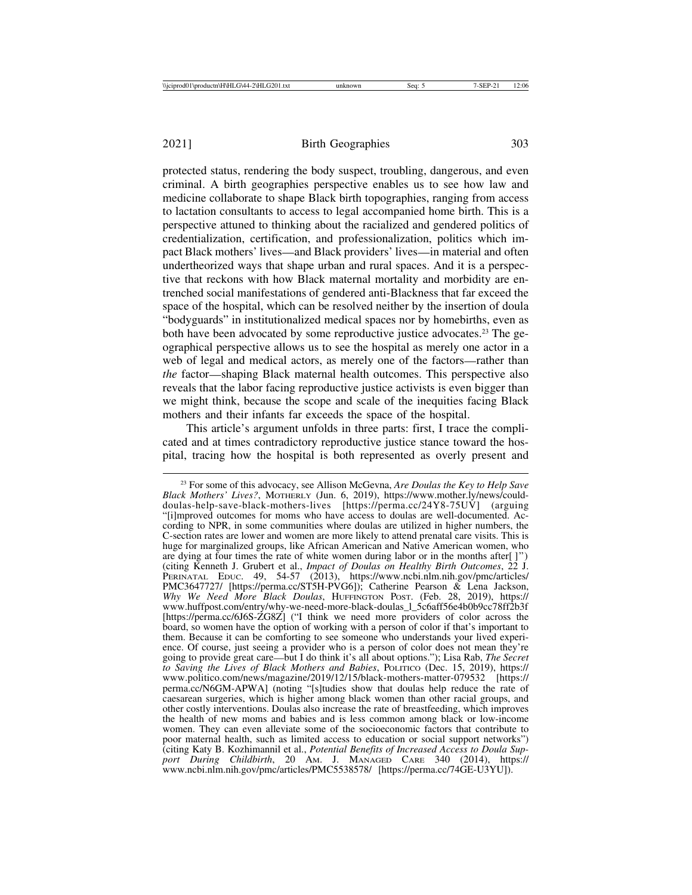protected status, rendering the body suspect, troubling, dangerous, and even criminal. A birth geographies perspective enables us to see how law and medicine collaborate to shape Black birth topographies, ranging from access to lactation consultants to access to legal accompanied home birth. This is a perspective attuned to thinking about the racialized and gendered politics of credentialization, certification, and professionalization, politics which impact Black mothers' lives—and Black providers' lives—in material and often undertheorized ways that shape urban and rural spaces. And it is a perspective that reckons with how Black maternal mortality and morbidity are entrenched social manifestations of gendered anti-Blackness that far exceed the space of the hospital, which can be resolved neither by the insertion of doula "bodyguards" in institutionalized medical spaces nor by homebirths, even as both have been advocated by some reproductive justice advocates.[23] The geographical perspective allows us to see the hospital as merely one actor in a web of legal and medical actors, as merely one of the factors—rather than *the* factor—shaping Black maternal health outcomes. This perspective also reveals that the labor facing reproductive justice activists is even bigger than we might think, because the scope and scale of the inequities facing Black mothers and their infants far exceeds the space of the hospital.

This article's argument unfolds in three parts: first, I trace the complicated and at times contradictory reproductive justice stance toward the hospital, tracing how the hospital is both represented as overly present and

---

[23] For some of this advocacy, see Allison McGevna, *Are Doulas the Key to Help Save Black Mothers' Lives?*, MOTHERLY (Jun. 6, 2019), https://www.mother.ly/news/could-doulas-help-save-black-mothers-lives [https://perma.cc/24Y8-75UV] (arguing "[i]mproved outcomes for moms who have access to doulas are well-documented. According to NPR, in some communities where doulas are utilized in higher numbers, the C-section rates are lower and women are more likely to attend prenatal care visits. This is huge for marginalized groups, like African American and Native American women, who are dying at four times the rate of white women during labor or in the months after[ ]") (citing Kenneth J. Grubert et al., *Impact of Doulas on Healthy Birth Outcomes*, 22 J. PERINATAL EDUC. 49, 54-57 (2013), https://www.ncbi.nlm.nih.gov/pmc/articles/PMC3647727/ [https://perma.cc/ST5H-PVG6]); Catherine Pearson & Lena Jackson, *Why We Need More Black Doulas*, HUFFINGTON POST. (Feb. 28, 2019), https://www.huffpost.com/entry/why-we-need-more-black-doulas_l_5c6aff56e4b0b9cc78ff2b3f [https://perma.cc/6J6S-ZG8Z] ("I think we need more providers of color across the board, so women have the option of working with a person of color if that's important to them. Because it can be comforting to see someone who understands your lived experience. Of course, just seeing a provider who is a person of color does not mean they're going to provide great care—but I do think it's all about options."); Lisa Rab, *The Secret to Saving the Lives of Black Mothers and Babies*, POLITICO (Dec. 15, 2019), https://www.politico.com/news/magazine/2019/12/15/black-mothers-matter-079532 [https://perma.cc/N6GM-APWA] (noting "[s]tudies show that doulas help reduce the rate of caesarean surgeries, which is higher among black women than other racial groups, and other costly interventions. Doulas also increase the rate of breastfeeding, which improves the health of new moms and babies and is less common among black or low-income women. They can even alleviate some of the socioeconomic factors that contribute to poor maternal health, such as limited access to education or social support networks") (citing Katy B. Kozhimannil et al., *Potential Benefits of Increased Access to Doula Support During Childbirth*, 20 AM. J. MANAGED CARE 340 (2014), https://www.ncbi.nlm.nih.gov/pmc/articles/PMC5538578/ [https://perma.cc/74GE-U3YU]).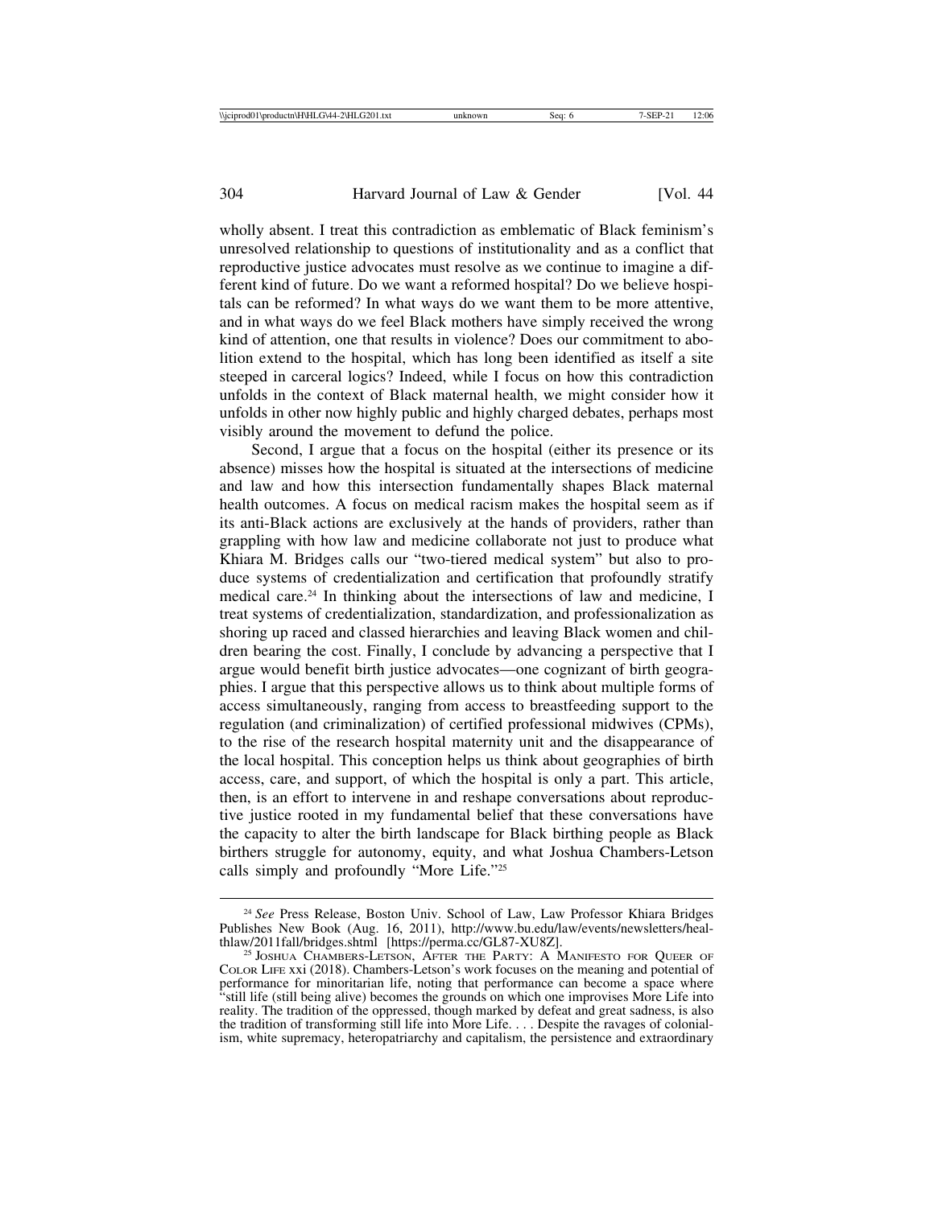wholly absent. I treat this contradiction as emblematic of Black feminism's unresolved relationship to questions of institutionality and as a conflict that reproductive justice advocates must resolve as we continue to imagine a different kind of future. Do we want a reformed hospital? Do we believe hospitals can be reformed? In what ways do we want them to be more attentive, and in what ways do we feel Black mothers have simply received the wrong kind of attention, one that results in violence? Does our commitment to abolition extend to the hospital, which has long been identified as itself a site steeped in carceral logics? Indeed, while I focus on how this contradiction unfolds in the context of Black maternal health, we might consider how it unfolds in other now highly public and highly charged debates, perhaps most visibly around the movement to defund the police.

Second, I argue that a focus on the hospital (either its presence or its absence) misses how the hospital is situated at the intersections of medicine and law and how this intersection fundamentally shapes Black maternal health outcomes. A focus on medical racism makes the hospital seem as if its anti-Black actions are exclusively at the hands of providers, rather than grappling with how law and medicine collaborate not just to produce what Khiara M. Bridges calls our "two-tiered medical system" but also to produce systems of credentialization and certification that profoundly stratify medical care.[24] In thinking about the intersections of law and medicine, I treat systems of credentialization, standardization, and professionalization as shoring up raced and classed hierarchies and leaving Black women and children bearing the cost. Finally, I conclude by advancing a perspective that I argue would benefit birth justice advocates—one cognizant of birth geographies. I argue that this perspective allows us to think about multiple forms of access simultaneously, ranging from access to breastfeeding support to the regulation (and criminalization) of certified professional midwives (CPMs), to the rise of the research hospital maternity unit and the disappearance of the local hospital. This conception helps us think about geographies of birth access, care, and support, of which the hospital is only a part. This article, then, is an effort to intervene in and reshape conversations about reproductive justice rooted in my fundamental belief that these conversations have the capacity to alter the birth landscape for Black birthing people as Black birthers struggle for autonomy, equity, and what Joshua Chambers-Letson calls simply and profoundly "More Life."[25]

---

[24] *See* Press Release, Boston Univ. School of Law, Law Professor Khiara Bridges Publishes New Book (Aug. 16, 2011), http://www.bu.edu/law/events/newsletters/healthlaw/2011fall/bridges.shtml [https://perma.cc/GL87-XU8Z].

[25] Joshua Chambers-Letson, After the Party: A Manifesto for Queer of Color Life xxi (2018). Chambers-Letson's work focuses on the meaning and potential of performance for minoritarian life, noting that performance can become a space where "still life (still being alive) becomes the grounds on which one improvises More Life into reality. The tradition of the oppressed, though marked by defeat and great sadness, is also the tradition of transforming still life into More Life. . . . Despite the ravages of colonialism, white supremacy, heteropatriarchy and capitalism, the persistence and extraordinary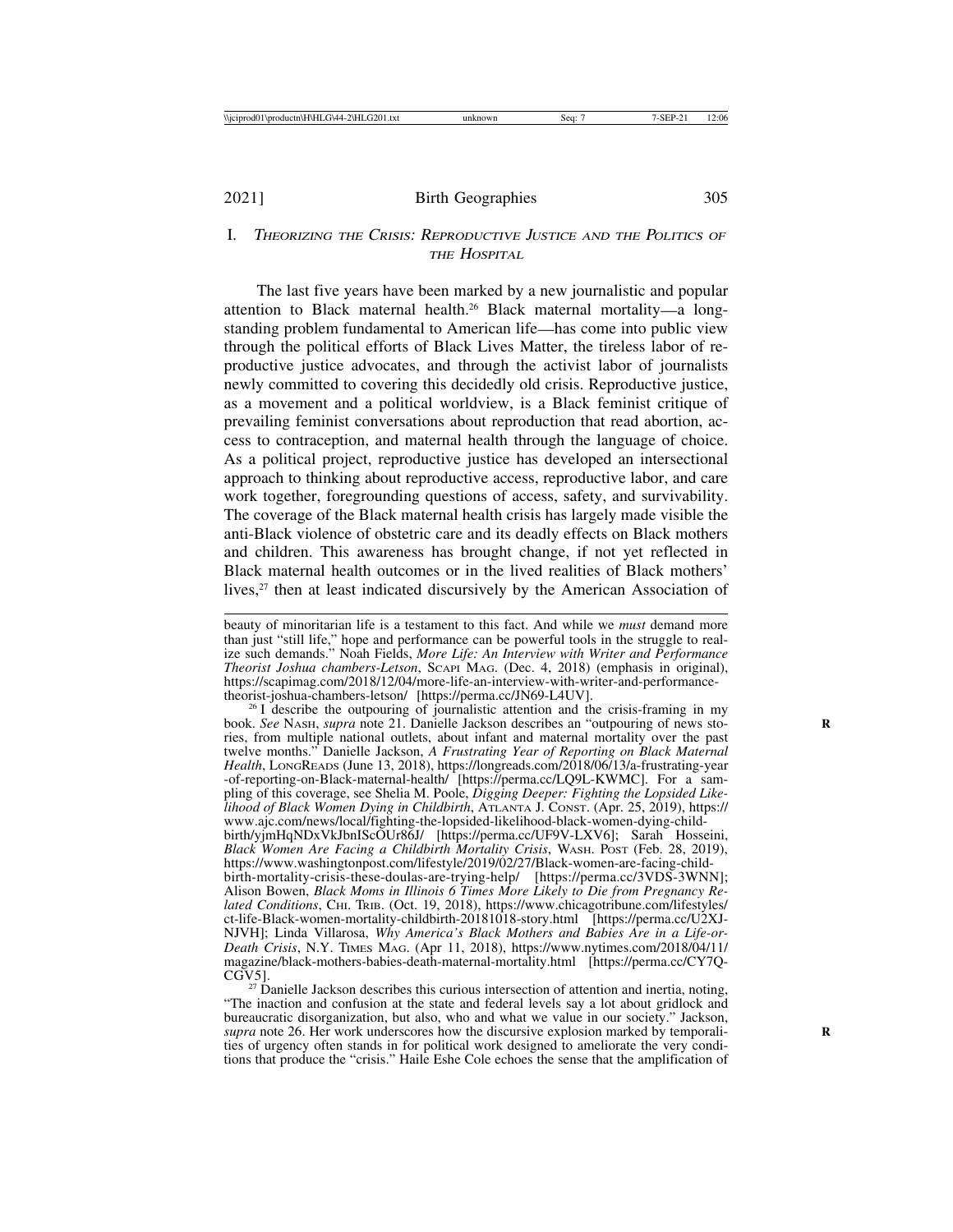## I. *Theorizing the Crisis: Reproductive Justice and the Politics of the Hospital*

The last five years have been marked by a new journalistic and popular attention to Black maternal health.[26] Black maternal mortality—a longstanding problem fundamental to American life—has come into public view through the political efforts of Black Lives Matter, the tireless labor of reproductive justice advocates, and through the activist labor of journalists newly committed to covering this decidedly old crisis. Reproductive justice, as a movement and a political worldview, is a Black feminist critique of prevailing feminist conversations about reproduction that read abortion, access to contraception, and maternal health through the language of choice. As a political project, reproductive justice has developed an intersectional approach to thinking about reproductive access, reproductive labor, and care work together, foregrounding questions of access, safety, and survivability. The coverage of the Black maternal health crisis has largely made visible the anti-Black violence of obstetric care and its deadly effects on Black mothers and children. This awareness has brought change, if not yet reflected in Black maternal health outcomes or in the lived realities of Black mothers' lives,[27] then at least indicated discursively by the American Association of

---

beauty of minoritarian life is a testament to this fact. And while we *must* demand more than just "still life," hope and performance can be powerful tools in the struggle to realize such demands." Noah Fields, *More Life: An Interview with Writer and Performance Theorist Joshua chambers-Letson*, Scapi Mag. (Dec. 4, 2018) (emphasis in original), https://scapimag.com/2018/12/04/more-life-an-interview-with-writer-and-performance-theorist-joshua-chambers-letson/ [https://perma.cc/JN69-L4UV].

[26] I describe the outpouring of journalistic attention and the crisis-framing in my book. *See* Nash, *supra* note 21. Danielle Jackson describes an "outpouring of news stories, from multiple national outlets, about infant and maternal mortality over the past twelve months." Danielle Jackson, *A Frustrating Year of Reporting on Black Maternal Health*, LongReads (June 13, 2018), https://longreads.com/2018/06/13/a-frustrating-year-of-reporting-on-Black-maternal-health/ [https://perma.cc/LQ9L-KWMC]. For a sampling of this coverage, see Shelia M. Poole, *Digging Deeper: Fighting the Lopsided Likelihood of Black Women Dying in Childbirth*, Atlanta J. Const. (Apr. 25, 2019), https://www.ajc.com/news/local/fighting-the-lopsided-likelihood-black-women-dying-child-birth/yjmHqNDxVkJbnIScOUr86J/ [https://perma.cc/UF9V-LXV6]; Sarah Hosseini, *Black Women Are Facing a Childbirth Mortality Crisis*, Wash. Post (Feb. 28, 2019), https://www.washingtonpost.com/lifestyle/2019/02/27/Black-women-are-facing-child-birth-mortality-crisis-these-doulas-are-trying-help/ [https://perma.cc/3VDS-3WNN]; Alison Bowen, *Black Moms in Illinois 6 Times More Likely to Die from Pregnancy Related Conditions*, Chi. Trib. (Oct. 19, 2018), https://www.chicagotribune.com/lifestyles/ct-life-Black-women-mortality-childbirth-20181018-story.html [https://perma.cc/U2XJ-NJVH]; Linda Villarosa, *Why America's Black Mothers and Babies Are in a Life-or-Death Crisis*, N.Y. Times Mag. (Apr 11, 2018), https://www.nytimes.com/2018/04/11/magazine/black-mothers-babies-death-maternal-mortality.html [https://perma.cc/CY7Q-CGV5].

[27] Danielle Jackson describes this curious intersection of attention and inertia, noting, "The inaction and confusion at the state and federal levels say a lot about gridlock and bureaucratic disorganization, but also, who and what we value in our society." Jackson, *supra* note 26. Her work underscores how the discursive explosion marked by temporalities of urgency often stands in for political work designed to ameliorate the very conditions that produce the "crisis." Haile Eshe Cole echoes the sense that the amplification of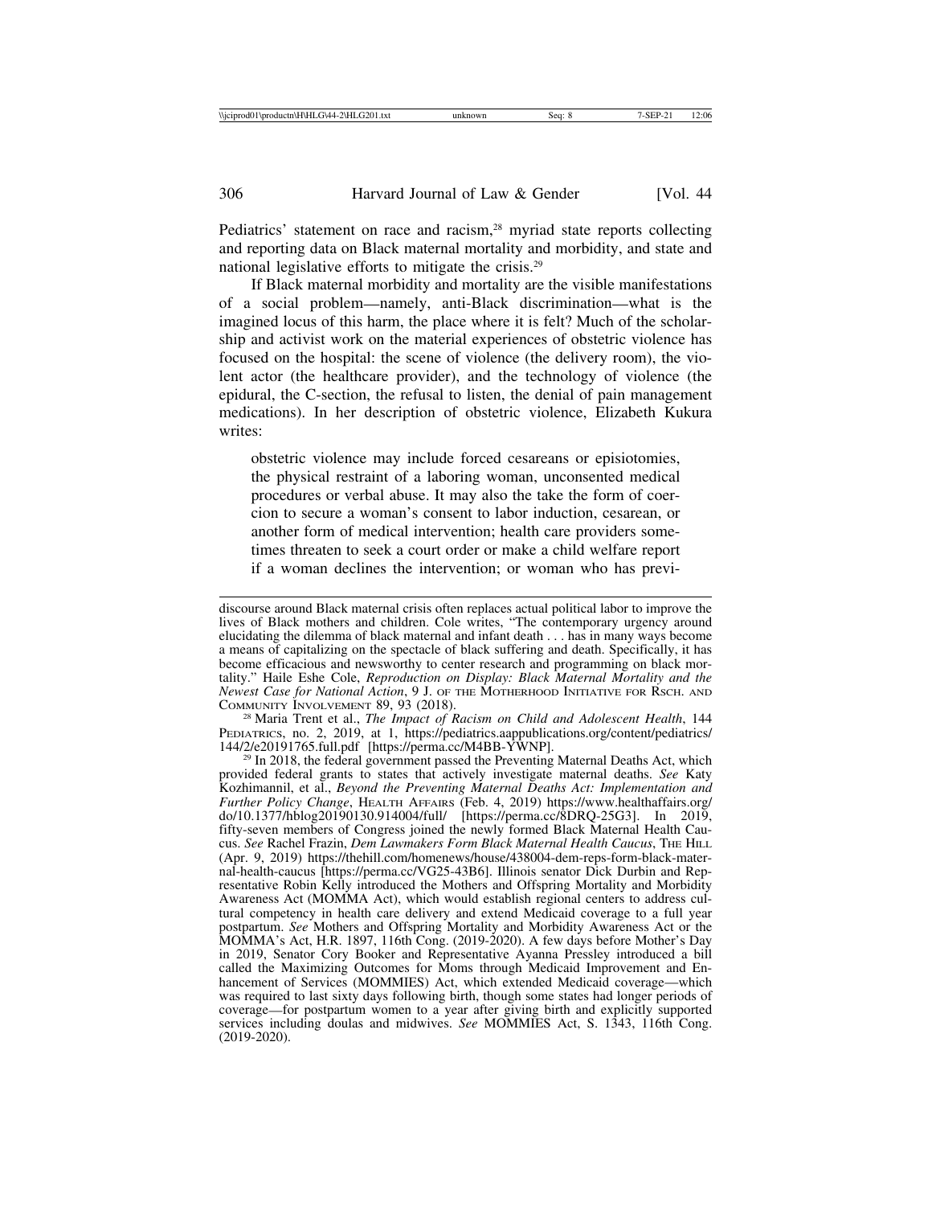Pediatrics' statement on race and racism,[28] myriad state reports collecting and reporting data on Black maternal mortality and morbidity, and state and national legislative efforts to mitigate the crisis.[29]

If Black maternal morbidity and mortality are the visible manifestations of a social problem—namely, anti-Black discrimination—what is the imagined locus of this harm, the place where it is felt? Much of the scholarship and activist work on the material experiences of obstetric violence has focused on the hospital: the scene of violence (the delivery room), the violent actor (the healthcare provider), and the technology of violence (the epidural, the C-section, the refusal to listen, the denial of pain management medications). In her description of obstetric violence, Elizabeth Kukura writes:

> obstetric violence may include forced cesareans or episiotomies, the physical restraint of a laboring woman, unconsented medical procedures or verbal abuse. It may also the take the form of coercion to secure a woman's consent to labor induction, cesarean, or another form of medical intervention; health care providers sometimes threaten to seek a court order or make a child welfare report if a woman declines the intervention; or woman who has previ-

---

discourse around Black maternal crisis often replaces actual political labor to improve the lives of Black mothers and children. Cole writes, "The contemporary urgency around elucidating the dilemma of black maternal and infant death . . . has in many ways become a means of capitalizing on the spectacle of black suffering and death. Specifically, it has become efficacious and newsworthy to center research and programming on black mortality." Haile Eshe Cole, *Reproduction on Display: Black Maternal Mortality and the Newest Case for National Action*, 9 J. OF THE MOTHERHOOD INITIATIVE FOR RSCH. AND COMMUNITY INVOLVEMENT 89, 93 (2018).

[28] Maria Trent et al., *The Impact of Racism on Child and Adolescent Health*, 144 PEDIATRICS, no. 2, 2019, at 1, https://pediatrics.aappublications.org/content/pediatrics/144/2/e20191765.full.pdf [https://perma.cc/M4BB-YWNP].

[29] In 2018, the federal government passed the Preventing Maternal Deaths Act, which provided federal grants to states that actively investigate maternal deaths. *See* Katy Kozhimannil, et al., *Beyond the Preventing Maternal Deaths Act: Implementation and Further Policy Change*, HEALTH AFFAIRS (Feb. 4, 2019) https://www.healthaffairs.org/do/10.1377/hblog20190130.914004/full/ [https://perma.cc/8DRQ-25G3]. In 2019, fifty-seven members of Congress joined the newly formed Black Maternal Health Caucus. *See* Rachel Frazin, *Dem Lawmakers Form Black Maternal Health Caucus*, THE HILL (Apr. 9, 2019) https://thehill.com/homenews/house/438004-dem-reps-form-black-maternal-health-caucus [https://perma.cc/VG25-43B6]. Illinois senator Dick Durbin and Representative Robin Kelly introduced the Mothers and Offspring Mortality and Morbidity Awareness Act (MOMMA Act), which would establish regional centers to address cultural competency in health care delivery and extend Medicaid coverage to a full year postpartum. *See* Mothers and Offspring Mortality and Morbidity Awareness Act or the MOMMA's Act, H.R. 1897, 116th Cong. (2019-2020). A few days before Mother's Day in 2019, Senator Cory Booker and Representative Ayanna Pressley introduced a bill called the Maximizing Outcomes for Moms through Medicaid Improvement and Enhancement of Services (MOMMIES) Act, which extended Medicaid coverage—which was required to last sixty days following birth, though some states had longer periods of coverage—for postpartum women to a year after giving birth and explicitly supported services including doulas and midwives. *See* MOMMIES Act, S. 1343, 116th Cong. (2019-2020).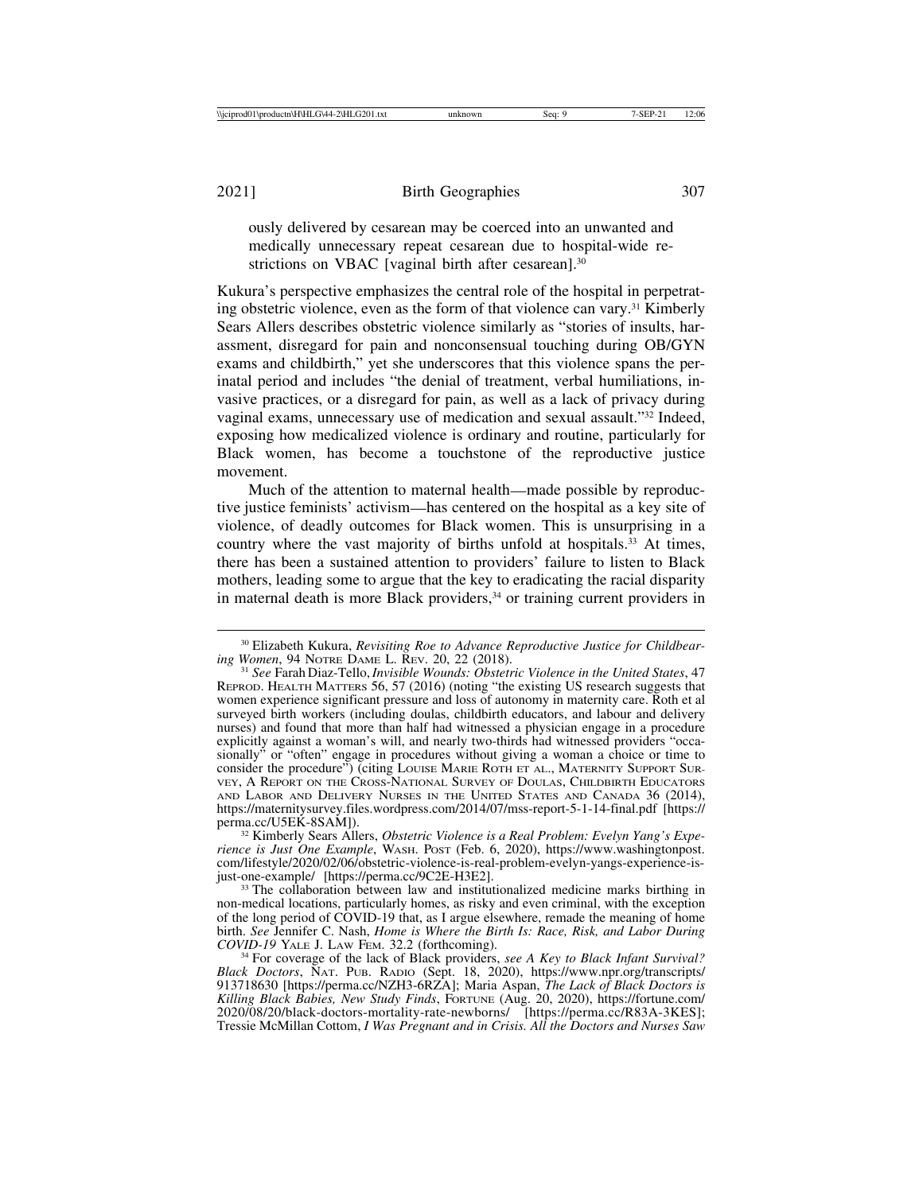ously delivered by cesarean may be coerced into an unwanted and medically unnecessary repeat cesarean due to hospital-wide restrictions on VBAC [vaginal birth after cesarean].[30]

Kukura's perspective emphasizes the central role of the hospital in perpetrating obstetric violence, even as the form of that violence can vary.[31] Kimberly Sears Allers describes obstetric violence similarly as "stories of insults, harassment, disregard for pain and nonconsensual touching during OB/GYN exams and childbirth," yet she underscores that this violence spans the perinatal period and includes "the denial of treatment, verbal humiliations, invasive practices, or a disregard for pain, as well as a lack of privacy during vaginal exams, unnecessary use of medication and sexual assault."[32] Indeed, exposing how medicalized violence is ordinary and routine, particularly for Black women, has become a touchstone of the reproductive justice movement.

Much of the attention to maternal health—made possible by reproductive justice feminists' activism—has centered on the hospital as a key site of violence, of deadly outcomes for Black women. This is unsurprising in a country where the vast majority of births unfold at hospitals.[33] At times, there has been a sustained attention to providers' failure to listen to Black mothers, leading some to argue that the key to eradicating the racial disparity in maternal death is more Black providers,[34] or training current providers in

---

[30] Elizabeth Kukura, *Revisiting Roe to Advance Reproductive Justice for Childbearing Women*, 94 NOTRE DAME L. REV. 20, 22 (2018).

[31] *See* Farah Diaz-Tello, *Invisible Wounds: Obstetric Violence in the United States*, 47 REPROD. HEALTH MATTERS 56, 57 (2016) (noting "the existing US research suggests that women experience significant pressure and loss of autonomy in maternity care. Roth et al surveyed birth workers (including doulas, childbirth educators, and labour and delivery nurses) and found that more than half had witnessed a physician engage in a procedure explicitly against a woman's will, and nearly two-thirds had witnessed providers "occasionally" or "often" engage in procedures without giving a woman a choice or time to consider the procedure") (citing LOUISE MARIE ROTH ET AL., MATERNITY SUPPORT SURVEY, A REPORT ON THE CROSS-NATIONAL SURVEY OF DOULAS, CHILDBIRTH EDUCATORS AND LABOR AND DELIVERY NURSES IN THE UNITED STATES AND CANADA 36 (2014), https://maternitysurvey.files.wordpress.com/2014/07/mss-report-5-1-14-final.pdf [https://perma.cc/U5EK-8SAM]).

[32] Kimberly Sears Allers, *Obstetric Violence is a Real Problem: Evelyn Yang's Experience is Just One Example*, WASH. POST (Feb. 6, 2020), https://www.washingtonpost.com/lifestyle/2020/02/06/obstetric-violence-is-real-problem-evelyn-yangs-experience-is-just-one-example/ [https://perma.cc/9C2E-H3E2].

[33] The collaboration between law and institutionalized medicine marks birthing in non-medical locations, particularly homes, as risky and even criminal, with the exception of the long period of COVID-19 that, as I argue elsewhere, remade the meaning of home birth. *See* Jennifer C. Nash, *Home is Where the Birth Is: Race, Risk, and Labor During COVID-19* YALE J. LAW FEM. 32.2 (forthcoming).

[34] For coverage of the lack of Black providers, *see A Key to Black Infant Survival? Black Doctors*, NAT. PUB. RADIO (Sept. 18, 2020), https://www.npr.org/transcripts/913718630 [https://perma.cc/NZH3-6RZA]; Maria Aspan, *The Lack of Black Doctors is Killing Black Babies, New Study Finds*, FORTUNE (Aug. 20, 2020), https://fortune.com/2020/08/20/black-doctors-mortality-rate-newborns/ [https://perma.cc/R83A-3KES]; Tressie McMillan Cottom, *I Was Pregnant and in Crisis. All the Doctors and Nurses Saw*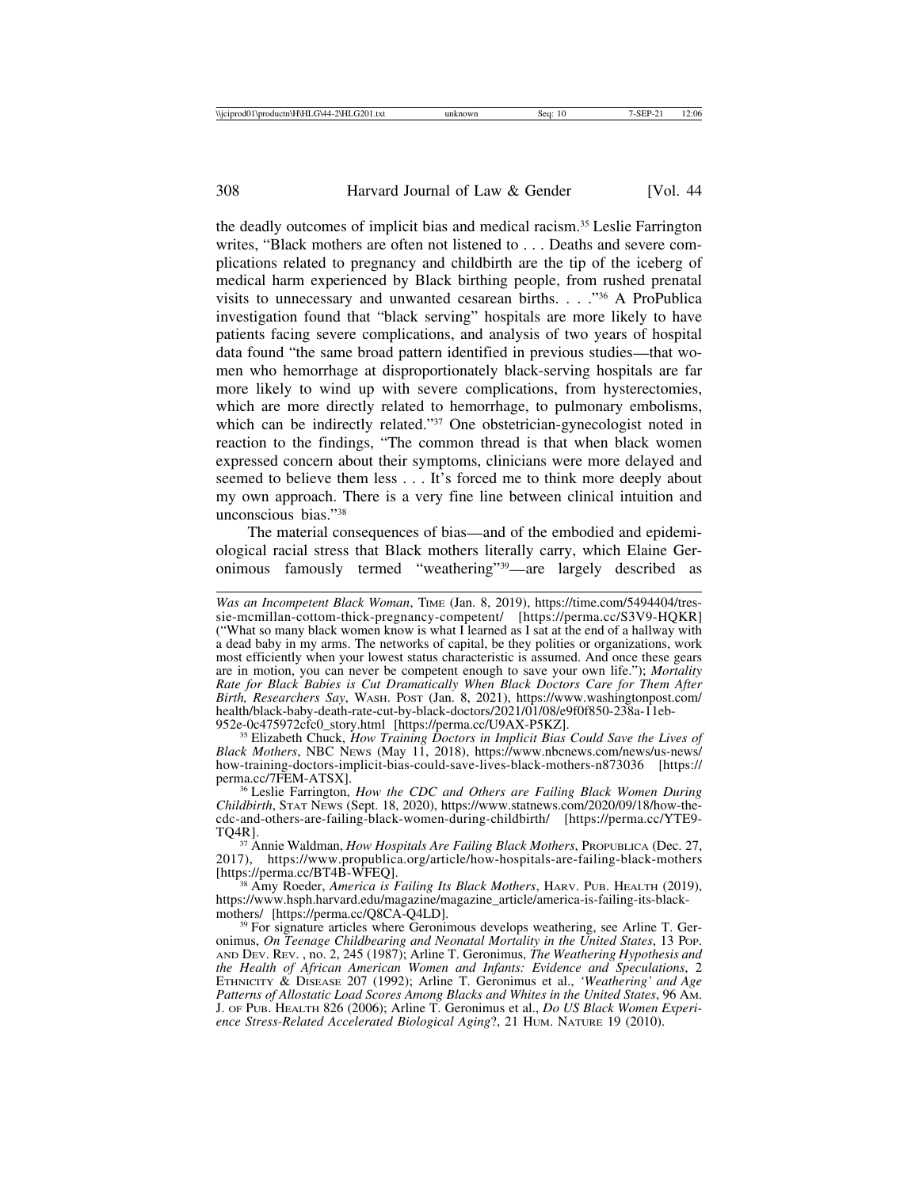the deadly outcomes of implicit bias and medical racism.[35] Leslie Farrington writes, "Black mothers are often not listened to . . . Deaths and severe complications related to pregnancy and childbirth are the tip of the iceberg of medical harm experienced by Black birthing people, from rushed prenatal visits to unnecessary and unwanted cesarean births. . . ."[36] A ProPublica investigation found that "black serving" hospitals are more likely to have patients facing severe complications, and analysis of two years of hospital data found "the same broad pattern identified in previous studies—that women who hemorrhage at disproportionately black-serving hospitals are far more likely to wind up with severe complications, from hysterectomies, which are more directly related to hemorrhage, to pulmonary embolisms, which can be indirectly related."[37] One obstetrician-gynecologist noted in reaction to the findings, "The common thread is that when black women expressed concern about their symptoms, clinicians were more delayed and seemed to believe them less . . . It's forced me to think more deeply about my own approach. There is a very fine line between clinical intuition and unconscious bias."[38]

The material consequences of bias—and of the embodied and epidemiological racial stress that Black mothers literally carry, which Elaine Geronimous famously termed "weathering"[39]—are largely described as

---

*Was an Incompetent Black Woman*, TIME (Jan. 8, 2019), https://time.com/5494404/tressie-mcmillan-cottom-thick-pregnancy-competent/ [https://perma.cc/S3V9-HQKR] ("What so many black women know is what I learned as I sat at the end of a hallway with a dead baby in my arms. The networks of capital, be they polities or organizations, work most efficiently when your lowest status characteristic is assumed. And once these gears are in motion, you can never be competent enough to save your own life."); *Mortality Rate for Black Babies is Cut Dramatically When Black Doctors Care for Them After Birth, Researchers Say*, WASH. POST (Jan. 8, 2021), https://www.washingtonpost.com/health/black-baby-death-rate-cut-by-black-doctors/2021/01/08/e9f0f850-238a-11eb-952e-0c475972cfc0_story.html [https://perma.cc/U9AX-P5KZ].

[35] Elizabeth Chuck, *How Training Doctors in Implicit Bias Could Save the Lives of Black Mothers*, NBC NEWS (May 11, 2018), https://www.nbcnews.com/news/us-news/how-training-doctors-implicit-bias-could-save-lives-black-mothers-n873036 [https://perma.cc/7FEM-ATSX].

[36] Leslie Farrington, *How the CDC and Others are Failing Black Women During Childbirth*, STAT NEWS (Sept. 18, 2020), https://www.statnews.com/2020/09/18/how-the-cdc-and-others-are-failing-black-women-during-childbirth/ [https://perma.cc/YTE9-TQ4R].

[37] Annie Waldman, *How Hospitals Are Failing Black Mothers*, PROPUBLICA (Dec. 27, 2017), https://www.propublica.org/article/how-hospitals-are-failing-black-mothers [https://perma.cc/BT4B-WFEQ].

[38] Amy Roeder, *America is Failing Its Black Mothers*, HARV. PUB. HEALTH (2019), https://www.hsph.harvard.edu/magazine/magazine_article/america-is-failing-its-black-mothers/ [https://perma.cc/Q8CA-Q4LD].

[39] For signature articles where Geronimous develops weathering, see Arline T. Geronimus, *On Teenage Childbearing and Neonatal Mortality in the United States*, 13 POP. AND DEV. REV. , no. 2, 245 (1987); Arline T. Geronimus, *The Weathering Hypothesis and the Health of African American Women and Infants: Evidence and Speculations*, 2 ETHNICITY & DISEASE 207 (1992); Arline T. Geronimus et al., *'Weathering' and Age Patterns of Allostatic Load Scores Among Blacks and Whites in the United States*, 96 AM. J. OF PUB. HEALTH 826 (2006); Arline T. Geronimus et al., *Do US Black Women Experience Stress-Related Accelerated Biological Aging*?, 21 HUM. NATURE 19 (2010).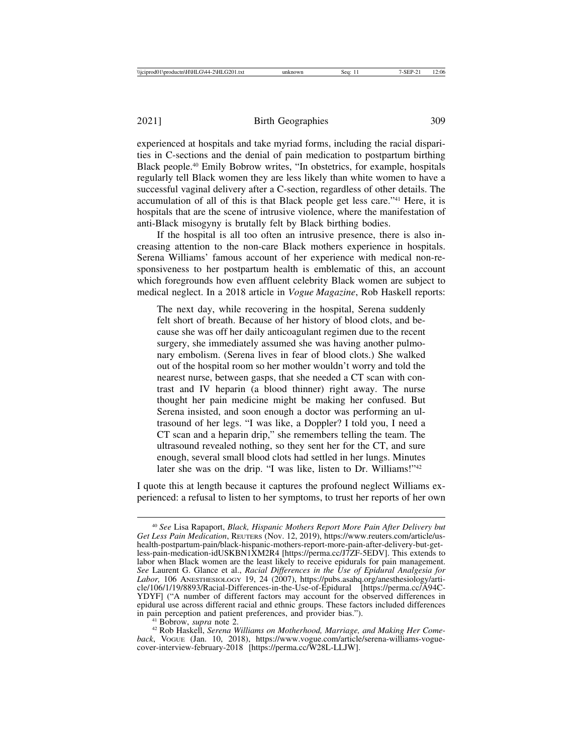experienced at hospitals and take myriad forms, including the racial disparities in C-sections and the denial of pain medication to postpartum birthing Black people.[40] Emily Bobrow writes, "In obstetrics, for example, hospitals regularly tell Black women they are less likely than white women to have a successful vaginal delivery after a C-section, regardless of other details. The accumulation of all of this is that Black people get less care."[41] Here, it is hospitals that are the scene of intrusive violence, where the manifestation of anti-Black misogyny is brutally felt by Black birthing bodies.

If the hospital is all too often an intrusive presence, there is also increasing attention to the non-care Black mothers experience in hospitals. Serena Williams' famous account of her experience with medical non-responsiveness to her postpartum health is emblematic of this, an account which foregrounds how even affluent celebrity Black women are subject to medical neglect. In a 2018 article in *Vogue Magazine*, Rob Haskell reports:

> The next day, while recovering in the hospital, Serena suddenly felt short of breath. Because of her history of blood clots, and because she was off her daily anticoagulant regimen due to the recent surgery, she immediately assumed she was having another pulmonary embolism. (Serena lives in fear of blood clots.) She walked out of the hospital room so her mother wouldn't worry and told the nearest nurse, between gasps, that she needed a CT scan with contrast and IV heparin (a blood thinner) right away. The nurse thought her pain medicine might be making her confused. But Serena insisted, and soon enough a doctor was performing an ultrasound of her legs. "I was like, a Doppler? I told you, I need a CT scan and a heparin drip," she remembers telling the team. The ultrasound revealed nothing, so they sent her for the CT, and sure enough, several small blood clots had settled in her lungs. Minutes later she was on the drip. "I was like, listen to Dr. Williams!"[42]

I quote this at length because it captures the profound neglect Williams experienced: a refusal to listen to her symptoms, to trust her reports of her own

---

[40] *See* Lisa Rapaport, *Black, Hispanic Mothers Report More Pain After Delivery but Get Less Pain Medication*, Reuters (Nov. 12, 2019), https://www.reuters.com/article/us-health-postpartum-pain/black-hispanic-mothers-report-more-pain-after-delivery-but-get-less-pain-medication-idUSKBN1XM2R4 [https://perma.cc/J7ZF-5EDV]. This extends to labor when Black women are the least likely to receive epidurals for pain management. *See* Laurent G. Glance et al., *Racial Differences in the Use of Epidural Analgesia for Labor,* 106 Anesthesiology 19, 24 (2007), https://pubs.asahq.org/anesthesiology/article/106/1/19/8893/Racial-Differences-in-the-Use-of-Epidural [https://perma.cc/A94C-YDYF] ("A number of different factors may account for the observed differences in epidural use across different racial and ethnic groups. These factors included differences in pain perception and patient preferences, and provider bias.").

[41] Bobrow, *supra* note 2.

[42] Rob Haskell, *Serena Williams on Motherhood, Marriage, and Making Her Comeback*, Vogue (Jan. 10, 2018), https://www.vogue.com/article/serena-williams-vogue-cover-interview-february-2018 [https://perma.cc/W28L-LLJW].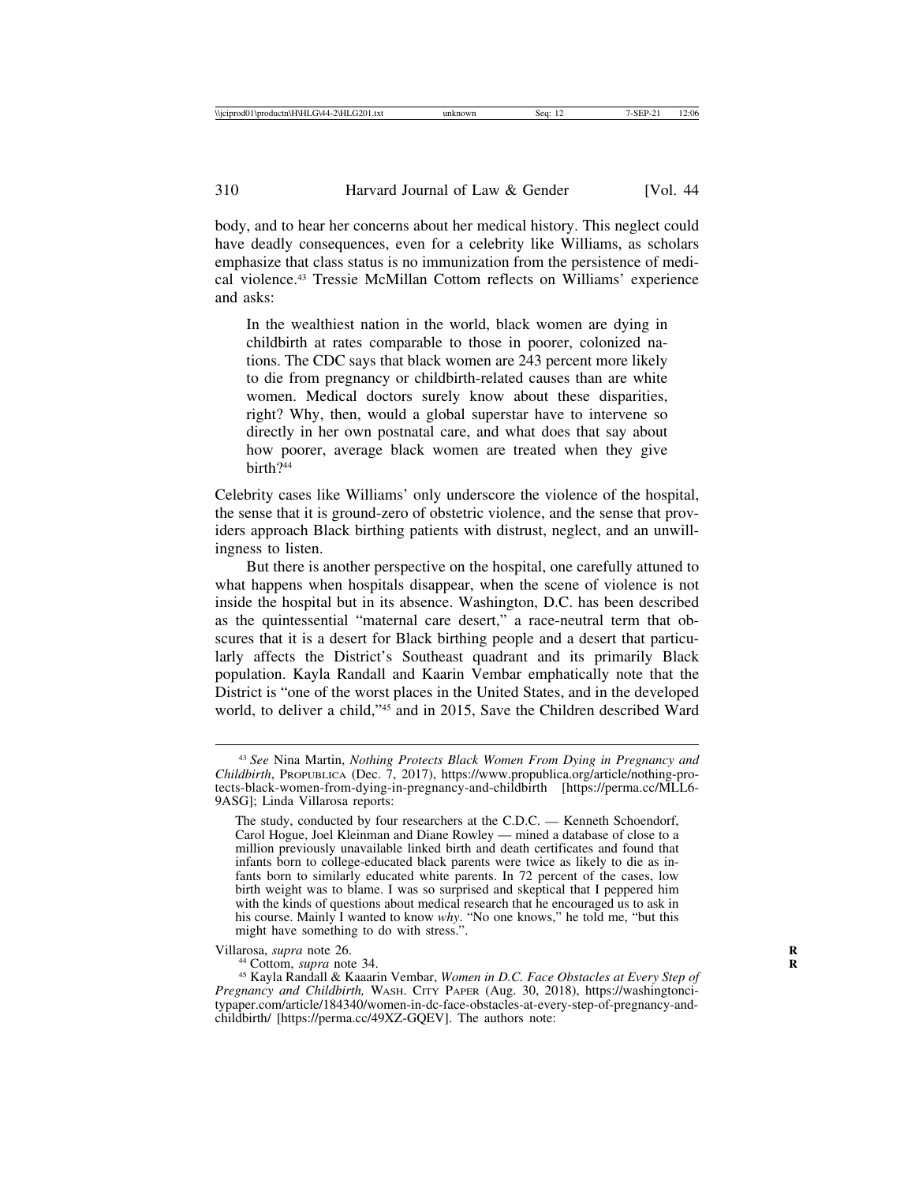body, and to hear her concerns about her medical history. This neglect could have deadly consequences, even for a celebrity like Williams, as scholars emphasize that class status is no immunization from the persistence of medical violence.[43] Tressie McMillan Cottom reflects on Williams' experience and asks:

> In the wealthiest nation in the world, black women are dying in childbirth at rates comparable to those in poorer, colonized nations. The CDC says that black women are 243 percent more likely to die from pregnancy or childbirth-related causes than are white women. Medical doctors surely know about these disparities, right? Why, then, would a global superstar have to intervene so directly in her own postnatal care, and what does that say about how poorer, average black women are treated when they give birth?[44]

Celebrity cases like Williams' only underscore the violence of the hospital, the sense that it is ground-zero of obstetric violence, and the sense that providers approach Black birthing patients with distrust, neglect, and an unwillingness to listen.

But there is another perspective on the hospital, one carefully attuned to what happens when hospitals disappear, when the scene of violence is not inside the hospital but in its absence. Washington, D.C. has been described as the quintessential "maternal care desert," a race-neutral term that obscures that it is a desert for Black birthing people and a desert that particularly affects the District's Southeast quadrant and its primarily Black population. Kayla Randall and Kaarin Vembar emphatically note that the District is "one of the worst places in the United States, and in the developed world, to deliver a child,"[45] and in 2015, Save the Children described Ward

---

[43] *See* Nina Martin, *Nothing Protects Black Women From Dying in Pregnancy and Childbirth*, PROPUBLICA (Dec. 7, 2017), https://www.propublica.org/article/nothing-protects-black-women-from-dying-in-pregnancy-and-childbirth [https://perma.cc/MLL6-9ASG]; Linda Villarosa reports:

> The study, conducted by four researchers at the C.D.C. — Kenneth Schoendorf, Carol Hogue, Joel Kleinman and Diane Rowley — mined a database of close to a million previously unavailable linked birth and death certificates and found that infants born to college-educated black parents were twice as likely to die as infants born to similarly educated white parents. In 72 percent of the cases, low birth weight was to blame. I was so surprised and skeptical that I peppered him with the kinds of questions about medical research that he encouraged us to ask in his course. Mainly I wanted to know *why*. "No one knows," he told me, "but this might have something to do with stress.".

Villarosa, *supra* note 26.

[44] Cottom, *supra* note 34.

[45] Kayla Randall & Kaaarin Vembar, *Women in D.C. Face Obstacles at Every Step of Pregnancy and Childbirth,* WASH. CITY PAPER (Aug. 30, 2018), https://washingtoncitypaper.com/article/184340/women-in-dc-face-obstacles-at-every-step-of-pregnancy-and-childbirth/ [https://perma.cc/49XZ-GQEV]. The authors note: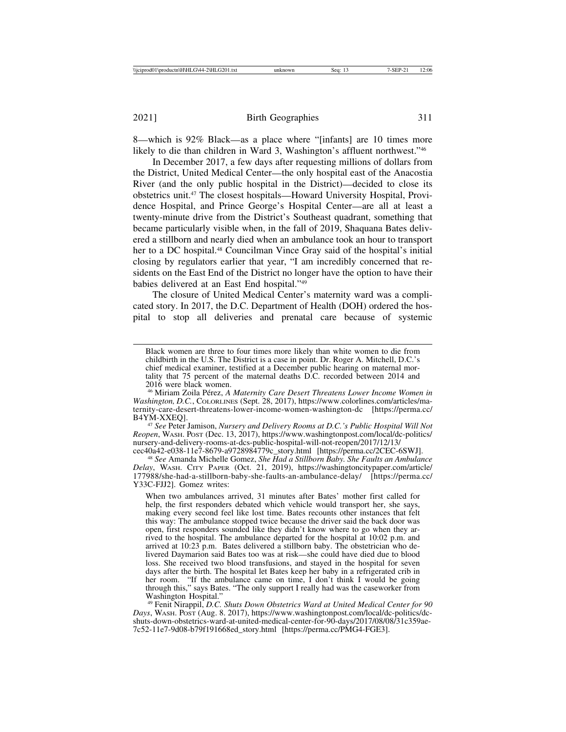8—which is 92% Black—as a place where "[infants] are 10 times more likely to die than children in Ward 3, Washington's affluent northwest."[46]

In December 2017, a few days after requesting millions of dollars from the District, United Medical Center—the only hospital east of the Anacostia River (and the only public hospital in the District)—decided to close its obstetrics unit.[47] The closest hospitals—Howard University Hospital, Providence Hospital, and Prince George's Hospital Center—are all at least a twenty-minute drive from the District's Southeast quadrant, something that became particularly visible when, in the fall of 2019, Shaquana Bates delivered a stillborn and nearly died when an ambulance took an hour to transport her to a DC hospital.[48] Councilman Vince Gray said of the hospital's initial closing by regulators earlier that year, "I am incredibly concerned that residents on the East End of the District no longer have the option to have their babies delivered at an East End hospital."[49]

The closure of United Medical Center's maternity ward was a complicated story. In 2017, the D.C. Department of Health (DOH) ordered the hospital to stop all deliveries and prenatal care because of systemic

---

> Black women are three to four times more likely than white women to die from childbirth in the U.S. The District is a case in point. Dr. Roger A. Mitchell, D.C.'s chief medical examiner, testified at a December public hearing on maternal mortality that 75 percent of the maternal deaths D.C. recorded between 2014 and 2016 were black women.

[46] Miriam Zoila Pérez, *A Maternity Care Desert Threatens Lower Income Women in Washington, D.C.*, COLORLINES (Sept. 28, 2017), https://www.colorlines.com/articles/maternity-care-desert-threatens-lower-income-women-washington-dc [https://perma.cc/B4YM-XXEQ].

[47] *See* Peter Jamison, *Nursery and Delivery Rooms at D.C.'s Public Hospital Will Not Reopen*, WASH. POST (Dec. 13, 2017), https://www.washingtonpost.com/local/dc-politics/nursery-and-delivery-rooms-at-dcs-public-hospital-will-not-reopen/2017/12/13/cec40a42-e038-11e7-8679-a9728984779c_story.html [https://perma.cc/2CEC-6SWJ].

[48] *See* Amanda Michelle Gomez, *She Had a Stillborn Baby. She Faults an Ambulance Delay*, WASH. CITY PAPER (Oct. 21, 2019), https://washingtoncitypaper.com/article/177988/she-had-a-stillborn-baby-she-faults-an-ambulance-delay/ [https://perma.cc/Y33C-FJJ2]. Gomez writes:

> When two ambulances arrived, 31 minutes after Bates' mother first called for help, the first responders debated which vehicle would transport her, she says, making every second feel like lost time. Bates recounts other instances that felt this way: The ambulance stopped twice because the driver said the back door was open, first responders sounded like they didn't know where to go when they arrived to the hospital. The ambulance departed for the hospital at 10:02 p.m. and arrived at 10:23 p.m. Bates delivered a stillborn baby. The obstetrician who delivered Daymarion said Bates too was at risk—she could have died due to blood loss. She received two blood transfusions, and stayed in the hospital for seven days after the birth. The hospital let Bates keep her baby in a refrigerated crib in her room. "If the ambulance came on time, I don't think I would be going through this," says Bates. "The only support I really had was the caseworker from Washington Hospital."

[49] Fenit Nirappil, *D.C. Shuts Down Obstetrics Ward at United Medical Center for 90 Days*, WASH. POST (Aug. 8. 2017), https://www.washingtonpost.com/local/dc-politics/dc-shuts-down-obstetrics-ward-at-united-medical-center-for-90-days/2017/08/08/31c359ae-7c52-11e7-9d08-b79f191668ed_story.html [https://perma.cc/PMG4-FGE3].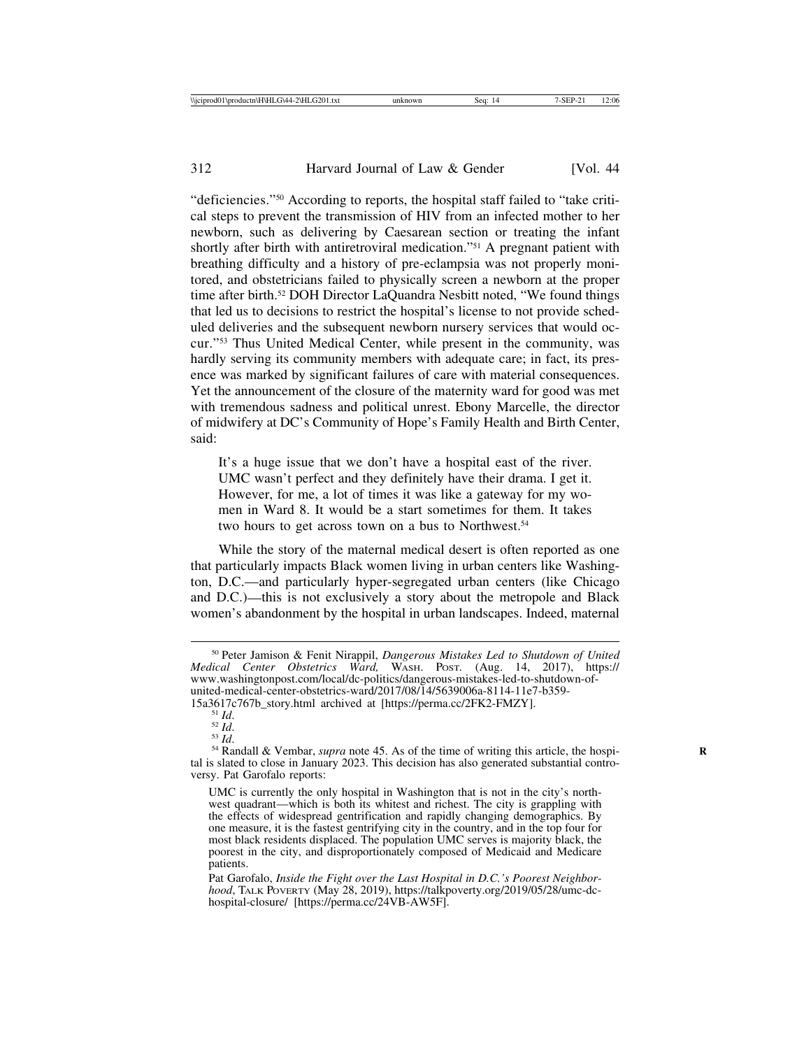"deficiencies."[50] According to reports, the hospital staff failed to "take critical steps to prevent the transmission of HIV from an infected mother to her newborn, such as delivering by Caesarean section or treating the infant shortly after birth with antiretroviral medication."[51] A pregnant patient with breathing difficulty and a history of pre-eclampsia was not properly monitored, and obstetricians failed to physically screen a newborn at the proper time after birth.[52] DOH Director LaQuandra Nesbitt noted, "We found things that led us to decisions to restrict the hospital's license to not provide scheduled deliveries and the subsequent newborn nursery services that would occur."[53] Thus United Medical Center, while present in the community, was hardly serving its community members with adequate care; in fact, its presence was marked by significant failures of care with material consequences. Yet the announcement of the closure of the maternity ward for good was met with tremendous sadness and political unrest. Ebony Marcelle, the director of midwifery at DC's Community of Hope's Family Health and Birth Center, said:

> It's a huge issue that we don't have a hospital east of the river. UMC wasn't perfect and they definitely have their drama. I get it. However, for me, a lot of times it was like a gateway for my women in Ward 8. It would be a start sometimes for them. It takes two hours to get across town on a bus to Northwest.[54]

While the story of the maternal medical desert is often reported as one that particularly impacts Black women living in urban centers like Washington, D.C.—and particularly hyper-segregated urban centers (like Chicago and D.C.)—this is not exclusively a story about the metropole and Black women's abandonment by the hospital in urban landscapes. Indeed, maternal

---

[50] Peter Jamison & Fenit Nirappil, *Dangerous Mistakes Led to Shutdown of United Medical Center Obstetrics Ward,* WASH. POST. (Aug. 14, 2017), https://www.washingtonpost.com/local/dc-politics/dangerous-mistakes-led-to-shutdown-of-united-medical-center-obstetrics-ward/2017/08/14/5639006a-8114-11e7-b359-15a3617c767b_story.html archived at [https://perma.cc/2FK2-FMZY].

[51] *Id*.

[52] *Id*.

[53] *Id*.

[54] Randall & Vembar, *supra* note 45. As of the time of writing this article, the hospital is slated to close in January 2023. This decision has also generated substantial controversy. Pat Garofalo reports:

> UMC is currently the only hospital in Washington that is not in the city's northwest quadrant—which is both its whitest and richest. The city is grappling with the effects of widespread gentrification and rapidly changing demographics. By one measure, it is the fastest gentrifying city in the country, and in the top four for most black residents displaced. The population UMC serves is majority black, the poorest in the city, and disproportionately composed of Medicaid and Medicare patients.

Pat Garofalo, *Inside the Fight over the Last Hospital in D.C.'s Poorest Neighborhood*, TALK POVERTY (May 28, 2019), https://talkpoverty.org/2019/05/28/umc-dc-hospital-closure/ [https://perma.cc/24VB-AW5F].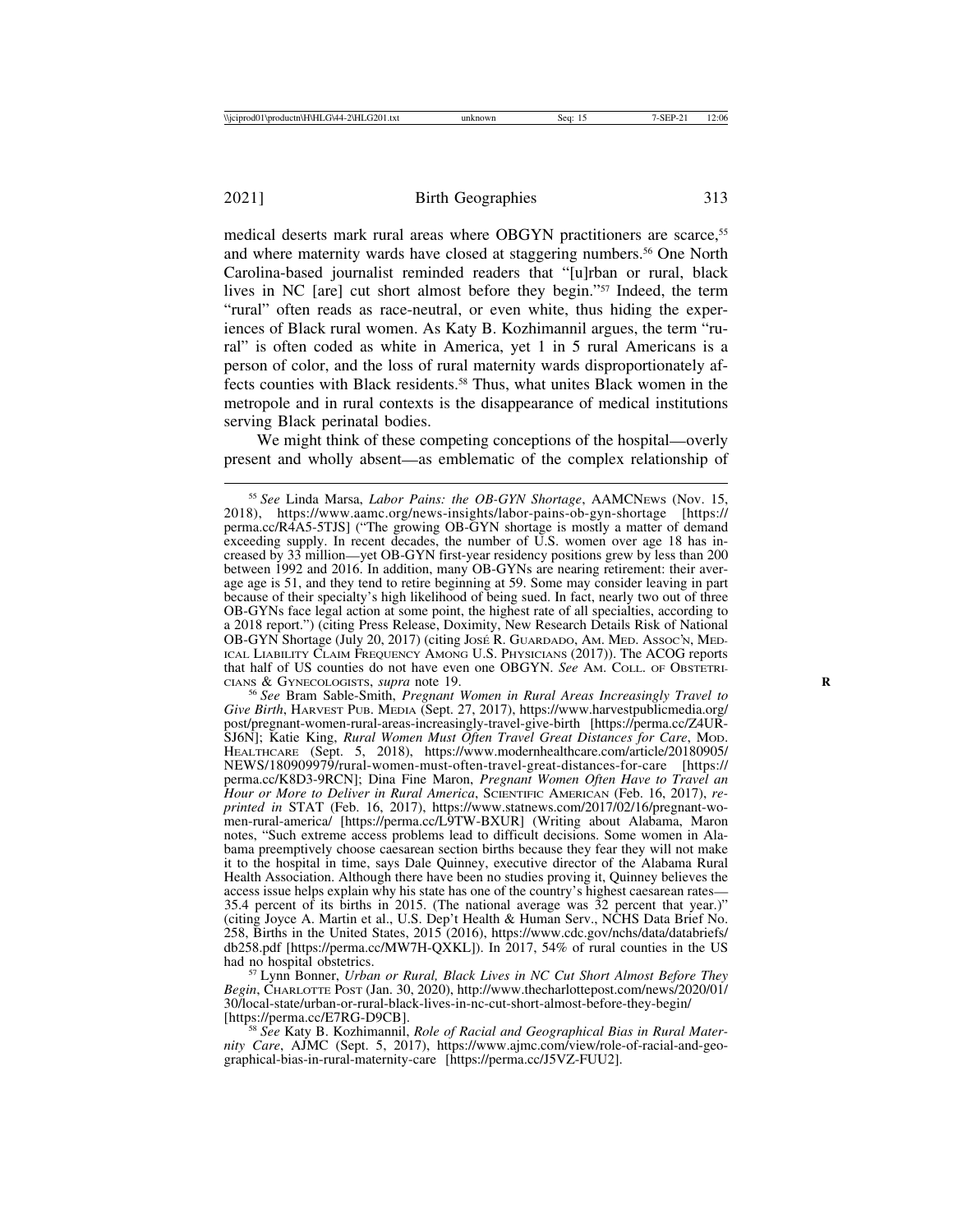medical deserts mark rural areas where OBGYN practitioners are scarce,[55] and where maternity wards have closed at staggering numbers.[56] One North Carolina-based journalist reminded readers that "[u]rban or rural, black lives in NC [are] cut short almost before they begin."[57] Indeed, the term "rural" often reads as race-neutral, or even white, thus hiding the experiences of Black rural women. As Katy B. Kozhimannil argues, the term "rural" is often coded as white in America, yet 1 in 5 rural Americans is a person of color, and the loss of rural maternity wards disproportionately affects counties with Black residents.[58] Thus, what unites Black women in the metropole and in rural contexts is the disappearance of medical institutions serving Black perinatal bodies.

We might think of these competing conceptions of the hospital—overly present and wholly absent—as emblematic of the complex relationship of

---

[55] *See* Linda Marsa, *Labor Pains: the OB-GYN Shortage*, AAMCNews (Nov. 15, 2018), https://www.aamc.org/news-insights/labor-pains-ob-gyn-shortage [https://perma.cc/R4A5-5TJS] ("The growing OB-GYN shortage is mostly a matter of demand exceeding supply. In recent decades, the number of U.S. women over age 18 has increased by 33 million—yet OB-GYN first-year residency positions grew by less than 200 between 1992 and 2016. In addition, many OB-GYNs are nearing retirement: their average age is 51, and they tend to retire beginning at 59. Some may consider leaving in part because of their specialty's high likelihood of being sued. In fact, nearly two out of three OB-GYNs face legal action at some point, the highest rate of all specialties, according to a 2018 report.") (citing Press Release, Doximity, New Research Details Risk of National OB-GYN Shortage (July 20, 2017) (citing José R. Guardado, Am. Med. Assoc'n, Medical Liability Claim Frequency Among U.S. Physicians (2017)). The ACOG reports that half of US counties do not have even one OBGYN. *See* Am. Coll. of Obstetricians & Gynecologists, *supra* note 19.

[56] *See* Bram Sable-Smith, *Pregnant Women in Rural Areas Increasingly Travel to Give Birth*, Harvest Pub. Media (Sept. 27, 2017), https://www.harvestpublicmedia.org/post/pregnant-women-rural-areas-increasingly-travel-give-birth [https://perma.cc/Z4UR-SJ6N]; Katie King, *Rural Women Must Often Travel Great Distances for Care*, Mod. Healthcare (Sept. 5, 2018), https://www.modernhealthcare.com/article/20180905/NEWS/180909979/rural-women-must-often-travel-great-distances-for-care [https://perma.cc/K8D3-9RCN]; Dina Fine Maron, *Pregnant Women Often Have to Travel an Hour or More to Deliver in Rural America*, Scientific American (Feb. 16, 2017), *reprinted in* STAT (Feb. 16, 2017), https://www.statnews.com/2017/02/16/pregnant-women-rural-america/ [https://perma.cc/L9TW-BXUR] (Writing about Alabama, Maron notes, "Such extreme access problems lead to difficult decisions. Some women in Alabama preemptively choose caesarean section births because they fear they will not make it to the hospital in time, says Dale Quinney, executive director of the Alabama Rural Health Association. Although there have been no studies proving it, Quinney believes the access issue helps explain why his state has one of the country's highest caesarean rates—35.4 percent of its births in 2015. (The national average was 32 percent that year.)" (citing Joyce A. Martin et al., U.S. Dep't Health & Human Serv., NCHS Data Brief No. 258, Births in the United States, 2015 (2016), https://www.cdc.gov/nchs/data/databriefs/db258.pdf [https://perma.cc/MW7H-QXKL]). In 2017, 54% of rural counties in the US had no hospital obstetrics.

[57] Lynn Bonner, *Urban or Rural, Black Lives in NC Cut Short Almost Before They Begin*, Charlotte Post (Jan. 30, 2020), http://www.thecharlottepost.com/news/2020/01/30/local-state/urban-or-rural-black-lives-in-nc-cut-short-almost-before-they-begin/ [https://perma.cc/E7RG-D9CB].

[58] *See* Katy B. Kozhimannil, *Role of Racial and Geographical Bias in Rural Maternity Care*, AJMC (Sept. 5, 2017), https://www.ajmc.com/view/role-of-racial-and-geographical-bias-in-rural-maternity-care [https://perma.cc/J5VZ-FUU2].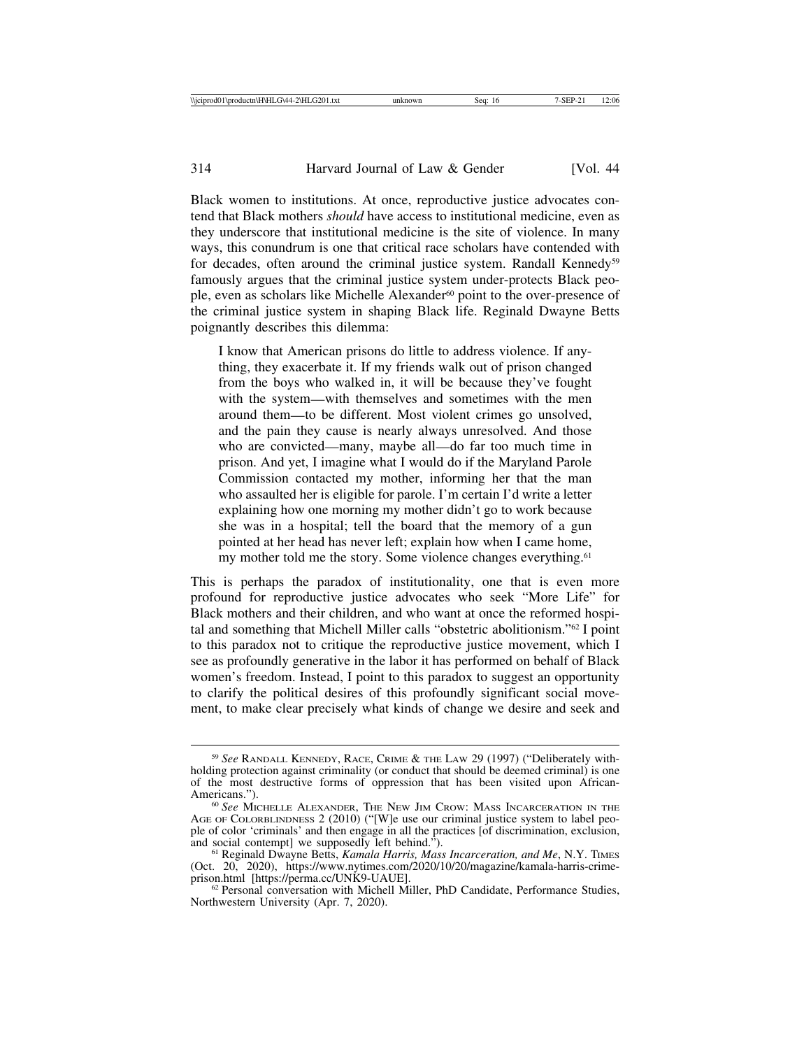Black women to institutions. At once, reproductive justice advocates contend that Black mothers *should* have access to institutional medicine, even as they underscore that institutional medicine is the site of violence. In many ways, this conundrum is one that critical race scholars have contended with for decades, often around the criminal justice system. Randall Kennedy[59] famously argues that the criminal justice system under-protects Black people, even as scholars like Michelle Alexander[60] point to the over-presence of the criminal justice system in shaping Black life. Reginald Dwayne Betts poignantly describes this dilemma:

> I know that American prisons do little to address violence. If anything, they exacerbate it. If my friends walk out of prison changed from the boys who walked in, it will be because they've fought with the system—with themselves and sometimes with the men around them—to be different. Most violent crimes go unsolved, and the pain they cause is nearly always unresolved. And those who are convicted—many, maybe all—do far too much time in prison. And yet, I imagine what I would do if the Maryland Parole Commission contacted my mother, informing her that the man who assaulted her is eligible for parole. I'm certain I'd write a letter explaining how one morning my mother didn't go to work because she was in a hospital; tell the board that the memory of a gun pointed at her head has never left; explain how when I came home, my mother told me the story. Some violence changes everything.[61]

This is perhaps the paradox of institutionality, one that is even more profound for reproductive justice advocates who seek "More Life" for Black mothers and their children, and who want at once the reformed hospital and something that Michell Miller calls "obstetric abolitionism."[62] I point to this paradox not to critique the reproductive justice movement, which I see as profoundly generative in the labor it has performed on behalf of Black women's freedom. Instead, I point to this paradox to suggest an opportunity to clarify the political desires of this profoundly significant social movement, to make clear precisely what kinds of change we desire and seek and

---

[59] *See* Randall Kennedy, Race, Crime & the Law 29 (1997) ("Deliberately withholding protection against criminality (or conduct that should be deemed criminal) is one of the most destructive forms of oppression that has been visited upon African-Americans.").

[60] *See* Michelle Alexander, The New Jim Crow: Mass Incarceration in the Age of Colorblindness 2 (2010) ("[W]e use our criminal justice system to label people of color 'criminals' and then engage in all the practices [of discrimination, exclusion, and social contempt] we supposedly left behind.").

[61] Reginald Dwayne Betts, *Kamala Harris, Mass Incarceration, and Me*, N.Y. Times (Oct. 20, 2020), https://www.nytimes.com/2020/10/20/magazine/kamala-harris-crime-prison.html [https://perma.cc/UNK9-UAUE].

[62] Personal conversation with Michell Miller, PhD Candidate, Performance Studies, Northwestern University (Apr. 7, 2020).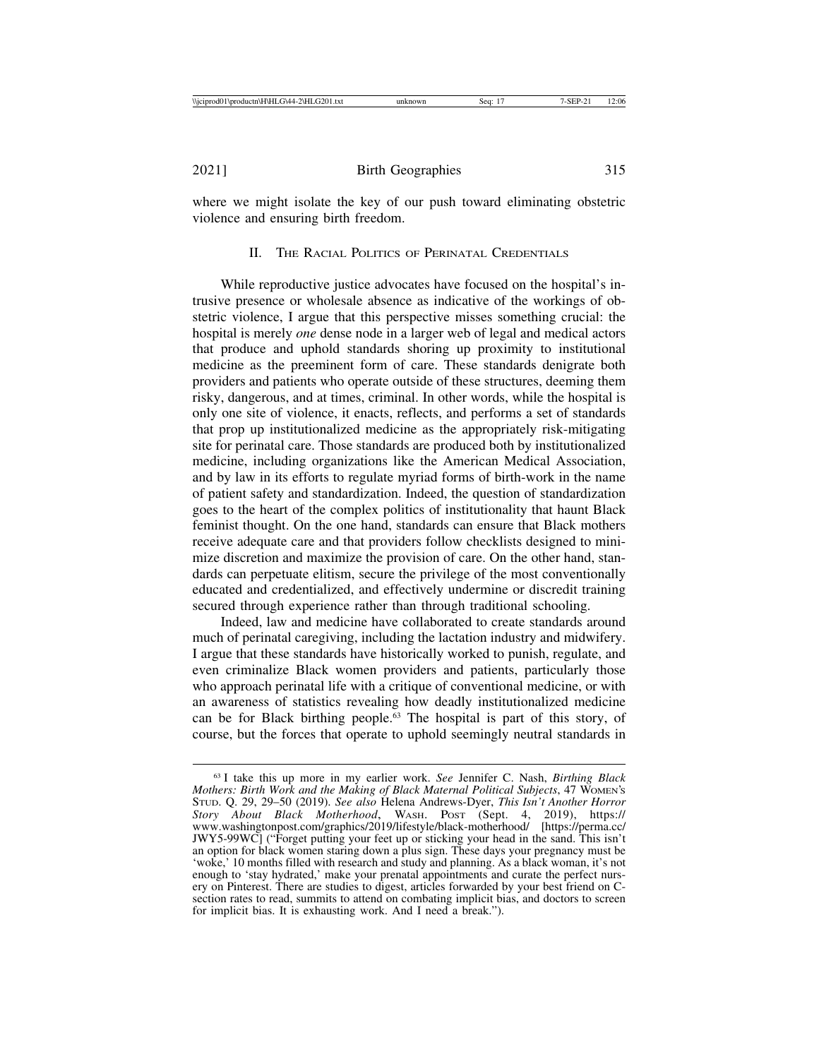where we might isolate the key of our push toward eliminating obstetric violence and ensuring birth freedom.

## II. The Racial Politics of Perinatal Credentials

While reproductive justice advocates have focused on the hospital's intrusive presence or wholesale absence as indicative of the workings of obstetric violence, I argue that this perspective misses something crucial: the hospital is merely *one* dense node in a larger web of legal and medical actors that produce and uphold standards shoring up proximity to institutional medicine as the preeminent form of care. These standards denigrate both providers and patients who operate outside of these structures, deeming them risky, dangerous, and at times, criminal. In other words, while the hospital is only one site of violence, it enacts, reflects, and performs a set of standards that prop up institutionalized medicine as the appropriately risk-mitigating site for perinatal care. Those standards are produced both by institutionalized medicine, including organizations like the American Medical Association, and by law in its efforts to regulate myriad forms of birth-work in the name of patient safety and standardization. Indeed, the question of standardization goes to the heart of the complex politics of institutionality that haunt Black feminist thought. On the one hand, standards can ensure that Black mothers receive adequate care and that providers follow checklists designed to minimize discretion and maximize the provision of care. On the other hand, standards can perpetuate elitism, secure the privilege of the most conventionally educated and credentialized, and effectively undermine or discredit training secured through experience rather than through traditional schooling.

Indeed, law and medicine have collaborated to create standards around much of perinatal caregiving, including the lactation industry and midwifery. I argue that these standards have historically worked to punish, regulate, and even criminalize Black women providers and patients, particularly those who approach perinatal life with a critique of conventional medicine, or with an awareness of statistics revealing how deadly institutionalized medicine can be for Black birthing people.[63] The hospital is part of this story, of course, but the forces that operate to uphold seemingly neutral standards in

---

[63] I take this up more in my earlier work. *See* Jennifer C. Nash, *Birthing Black Mothers: Birth Work and the Making of Black Maternal Political Subjects*, 47 Women's Stud. Q. 29, 29–50 (2019). *See also* Helena Andrews-Dyer, *This Isn't Another Horror Story About Black Motherhood*, Wash. Post (Sept. 4, 2019), https://www.washingtonpost.com/graphics/2019/lifestyle/black-motherhood/ [https://perma.cc/JWY5-99WC] ("Forget putting your feet up or sticking your head in the sand. This isn't an option for black women staring down a plus sign. These days your pregnancy must be 'woke,' 10 months filled with research and study and planning. As a black woman, it's not enough to 'stay hydrated,' make your prenatal appointments and curate the perfect nursery on Pinterest. There are studies to digest, articles forwarded by your best friend on C-section rates to read, summits to attend on combating implicit bias, and doctors to screen for implicit bias. It is exhausting work. And I need a break.").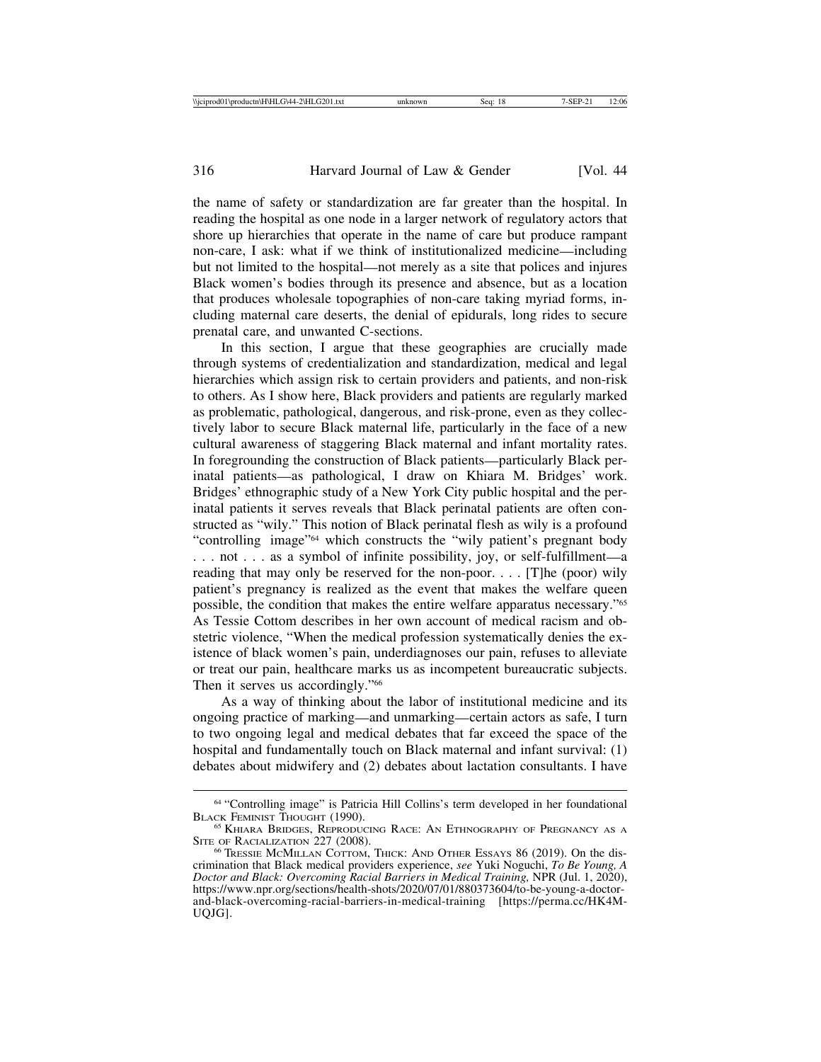the name of safety or standardization are far greater than the hospital. In reading the hospital as one node in a larger network of regulatory actors that shore up hierarchies that operate in the name of care but produce rampant non-care, I ask: what if we think of institutionalized medicine—including but not limited to the hospital—not merely as a site that polices and injures Black women's bodies through its presence and absence, but as a location that produces wholesale topographies of non-care taking myriad forms, including maternal care deserts, the denial of epidurals, long rides to secure prenatal care, and unwanted C-sections.

In this section, I argue that these geographies are crucially made through systems of credentialization and standardization, medical and legal hierarchies which assign risk to certain providers and patients, and non-risk to others. As I show here, Black providers and patients are regularly marked as problematic, pathological, dangerous, and risk-prone, even as they collectively labor to secure Black maternal life, particularly in the face of a new cultural awareness of staggering Black maternal and infant mortality rates. In foregrounding the construction of Black patients—particularly Black perinatal patients—as pathological, I draw on Khiara M. Bridges' work. Bridges' ethnographic study of a New York City public hospital and the perinatal patients it serves reveals that Black perinatal patients are often constructed as "wily." This notion of Black perinatal flesh as wily is a profound "controlling image"[64] which constructs the "wily patient's pregnant body . . . not . . . as a symbol of infinite possibility, joy, or self-fulfillment—a reading that may only be reserved for the non-poor. . . . [T]he (poor) wily patient's pregnancy is realized as the event that makes the welfare queen possible, the condition that makes the entire welfare apparatus necessary."[65] As Tessie Cottom describes in her own account of medical racism and obstetric violence, "When the medical profession systematically denies the existence of black women's pain, underdiagnoses our pain, refuses to alleviate or treat our pain, healthcare marks us as incompetent bureaucratic subjects. Then it serves us accordingly."[66]

As a way of thinking about the labor of institutional medicine and its ongoing practice of marking—and unmarking—certain actors as safe, I turn to two ongoing legal and medical debates that far exceed the space of the hospital and fundamentally touch on Black maternal and infant survival: (1) debates about midwifery and (2) debates about lactation consultants. I have

---

[64] "Controlling image" is Patricia Hill Collins's term developed in her foundational Black Feminist Thought (1990).

[65] Khiara Bridges, Reproducing Race: An Ethnography of Pregnancy as a Site of Racialization 227 (2008).

[66] Tressie McMillan Cottom, Thick: And Other Essays 86 (2019). On the discrimination that Black medical providers experience, *see* Yuki Noguchi, *To Be Young, A Doctor and Black: Overcoming Racial Barriers in Medical Training,* NPR (Jul. 1, 2020), https://www.npr.org/sections/health-shots/2020/07/01/880373604/to-be-young-a-doctor-and-black-overcoming-racial-barriers-in-medical-training [https://perma.cc/HK4M-UQJG].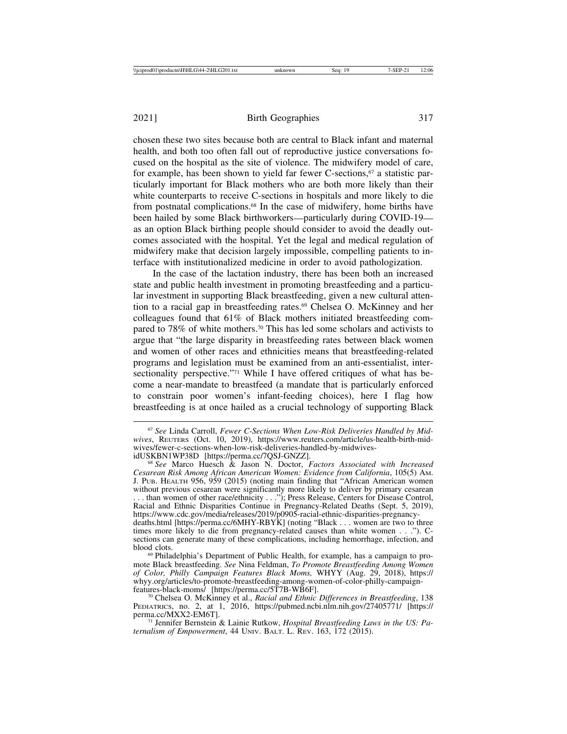chosen these two sites because both are central to Black infant and maternal health, and both too often fall out of reproductive justice conversations focused on the hospital as the site of violence. The midwifery model of care, for example, has been shown to yield far fewer C-sections,[67] a statistic particularly important for Black mothers who are both more likely than their white counterparts to receive C-sections in hospitals and more likely to die from postnatal complications.[68] In the case of midwifery, home births have been hailed by some Black birthworkers—particularly during COVID-19—as an option Black birthing people should consider to avoid the deadly outcomes associated with the hospital. Yet the legal and medical regulation of midwifery make that decision largely impossible, compelling patients to interface with institutionalized medicine in order to avoid pathologization.

In the case of the lactation industry, there has been both an increased state and public health investment in promoting breastfeeding and a particular investment in supporting Black breastfeeding, given a new cultural attention to a racial gap in breastfeeding rates.[69] Chelsea O. McKinney and her colleagues found that 61% of Black mothers initiated breastfeeding compared to 78% of white mothers.[70] This has led some scholars and activists to argue that "the large disparity in breastfeeding rates between black women and women of other races and ethnicities means that breastfeeding-related programs and legislation must be examined from an anti-essentialist, intersectionality perspective."[71] While I have offered critiques of what has become a near-mandate to breastfeed (a mandate that is particularly enforced to constrain poor women's infant-feeding choices), here I flag how breastfeeding is at once hailed as a crucial technology of supporting Black

---

[67] *See* Linda Carroll, *Fewer C-Sections When Low-Risk Deliveries Handled by Midwives*, Reuters (Oct. 10, 2019), https://www.reuters.com/article/us-health-birth-midwives/fewer-c-sections-when-low-risk-deliveries-handled-by-midwives-idUSKBN1WP38D [https://perma.cc/7QSJ-GNZZ].

[68] *See* Marco Huesch & Jason N. Doctor, *Factors Associated with Increased Cesarean Risk Among African American Women: Evidence from California*, 105(5) Am. J. Pub. Health 956, 959 (2015) (noting main finding that "African American women without previous cesarean were significantly more likely to deliver by primary cesarean . . . than women of other race/ethnicity . . ."); Press Release, Centers for Disease Control, Racial and Ethnic Disparities Continue in Pregnancy-Related Deaths (Sept. 5, 2019), https://www.cdc.gov/media/releases/2019/p0905-racial-ethnic-disparities-pregnancy-deaths.html [https://perma.cc/6MHY-RBYK] (noting "Black . . . women are two to three times more likely to die from pregnancy-related causes than white women . . ."). C-sections can generate many of these complications, including hemorrhage, infection, and blood clots.

[69] Philadelphia's Department of Public Health, for example, has a campaign to promote Black breastfeeding. *See* Nina Feldman, *To Promote Breastfeeding Among Women of Color, Philly Campaign Features Black Moms,* WHYY (Aug. 29, 2018), https://whyy.org/articles/to-promote-breastfeeding-among-women-of-color-philly-campaign-features-black-moms/ [https://perma.cc/5T7B-WB6F].

[70] Chelsea O. McKinney et al., *Racial and Ethnic Differences in Breastfeeding*, 138 Pediatrics, no. 2, at 1, 2016, https://pubmed.ncbi.nlm.nih.gov/27405771/ [https://perma.cc/MXX2-EM6T].

[71] Jennifer Bernstein & Lainie Rutkow, *Hospital Breastfeeding Laws in the US: Paternalism of Empowerment*, 44 Univ. Balt. L. Rev. 163, 172 (2015).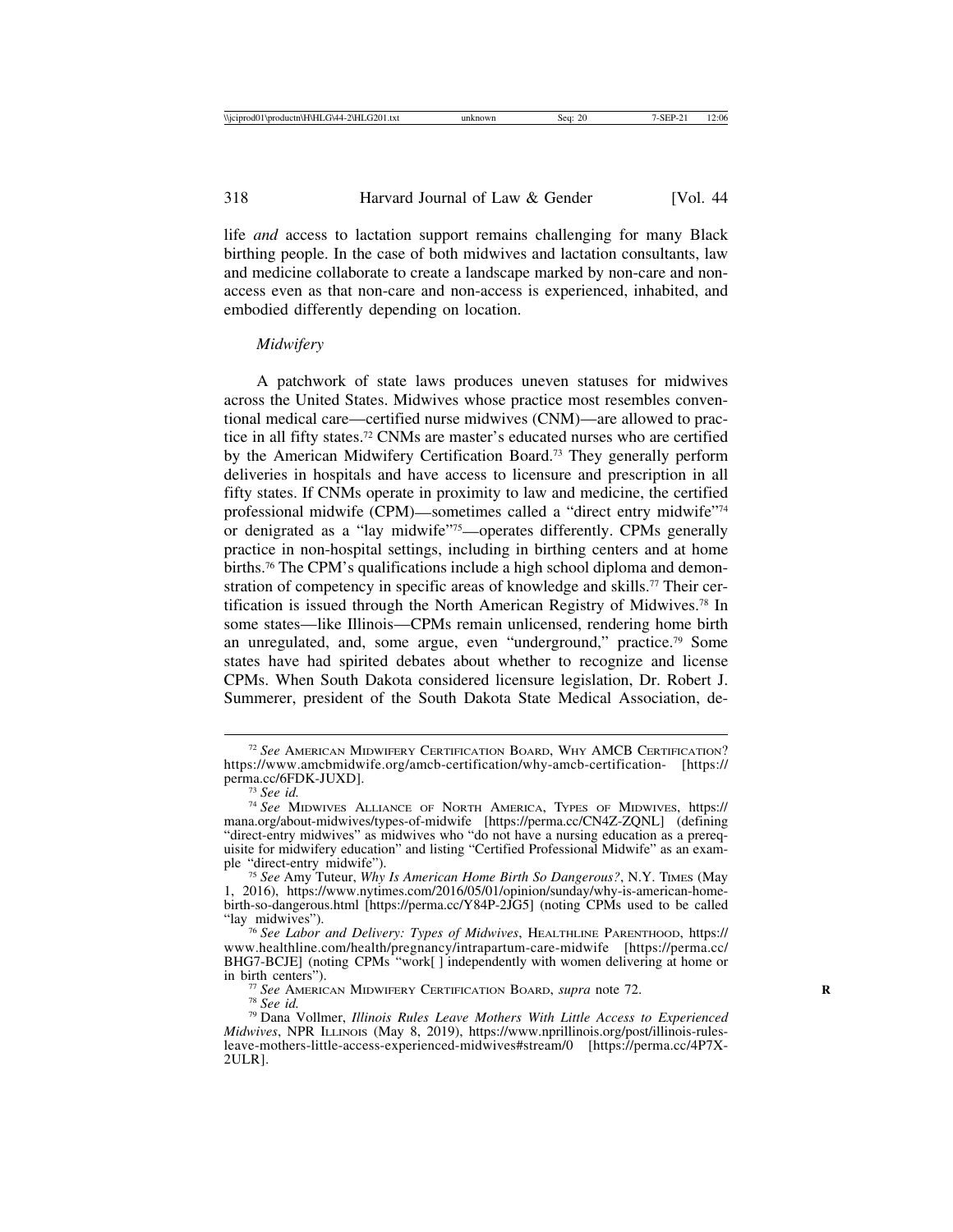life *and* access to lactation support remains challenging for many Black birthing people. In the case of both midwives and lactation consultants, law and medicine collaborate to create a landscape marked by non-care and non-access even as that non-care and non-access is experienced, inhabited, and embodied differently depending on location.

*Midwifery*

A patchwork of state laws produces uneven statuses for midwives across the United States. Midwives whose practice most resembles conventional medical care—certified nurse midwives (CNM)—are allowed to practice in all fifty states.[72] CNMs are master's educated nurses who are certified by the American Midwifery Certification Board.[73] They generally perform deliveries in hospitals and have access to licensure and prescription in all fifty states. If CNMs operate in proximity to law and medicine, the certified professional midwife (CPM)—sometimes called a "direct entry midwife"[74] or denigrated as a "lay midwife"[75]—operates differently. CPMs generally practice in non-hospital settings, including in birthing centers and at home births.[76] The CPM's qualifications include a high school diploma and demonstration of competency in specific areas of knowledge and skills.[77] Their certification is issued through the North American Registry of Midwives.[78] In some states—like Illinois—CPMs remain unlicensed, rendering home birth an unregulated, and, some argue, even "underground," practice.[79] Some states have had spirited debates about whether to recognize and license CPMs. When South Dakota considered licensure legislation, Dr. Robert J. Summerer, president of the South Dakota State Medical Association, de-

---

[72] *See* American Midwifery Certification Board, Why AMCB Certification? https://www.amcbmidwife.org/amcb-certification/why-amcb-certification- [https://perma.cc/6FDK-JUXD].

[73] *See id.*

[74] *See* Midwives Alliance of North America, Types of Midwives, https://mana.org/about-midwives/types-of-midwife [https://perma.cc/CN4Z-ZQNL] (defining "direct-entry midwives" as midwives who "do not have a nursing education as a prerequisite for midwifery education" and listing "Certified Professional Midwife" as an example "direct-entry midwife").

[75] *See* Amy Tuteur, *Why Is American Home Birth So Dangerous?*, N.Y. Times (May 1, 2016), https://www.nytimes.com/2016/05/01/opinion/sunday/why-is-american-home-birth-so-dangerous.html [https://perma.cc/Y84P-2JG5] (noting CPMs used to be called "lay midwives").

[76] *See Labor and Delivery: Types of Midwives*, Healthline Parenthood, https://www.healthline.com/health/pregnancy/intrapartum-care-midwife [https://perma.cc/BHG7-BCJE] (noting CPMs "work[ ] independently with women delivering at home or in birth centers").

[77] *See* American Midwifery Certification Board, *supra* note 72.

[78] *See id.*

[79] Dana Vollmer, *Illinois Rules Leave Mothers With Little Access to Experienced Midwives*, NPR Illinois (May 8, 2019), https://www.nprillinois.org/post/illinois-rules-leave-mothers-little-access-experienced-midwives#stream/0 [https://perma.cc/4P7X-2ULR].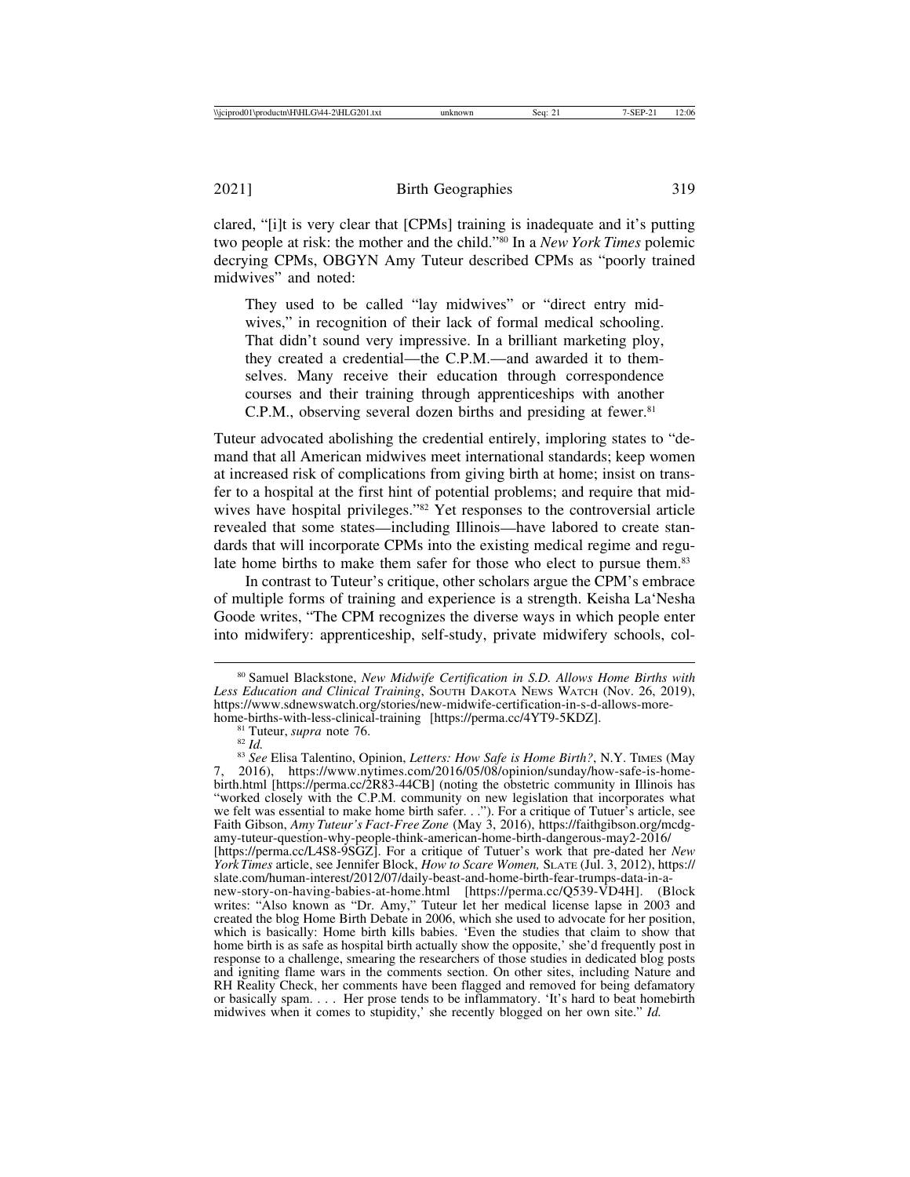clared, "[i]t is very clear that [CPMs] training is inadequate and it's putting two people at risk: the mother and the child."[80] In a *New York Times* polemic decrying CPMs, OBGYN Amy Tuteur described CPMs as "poorly trained midwives" and noted:

> They used to be called "lay midwives" or "direct entry midwives," in recognition of their lack of formal medical schooling. That didn't sound very impressive. In a brilliant marketing ploy, they created a credential—the C.P.M.—and awarded it to themselves. Many receive their education through correspondence courses and their training through apprenticeships with another C.P.M., observing several dozen births and presiding at fewer.[81]

Tuteur advocated abolishing the credential entirely, imploring states to "demand that all American midwives meet international standards; keep women at increased risk of complications from giving birth at home; insist on transfer to a hospital at the first hint of potential problems; and require that midwives have hospital privileges."[82] Yet responses to the controversial article revealed that some states—including Illinois—have labored to create standards that will incorporate CPMs into the existing medical regime and regulate home births to make them safer for those who elect to pursue them.[83]

In contrast to Tuteur's critique, other scholars argue the CPM's embrace of multiple forms of training and experience is a strength. Keisha La'Nesha Goode writes, "The CPM recognizes the diverse ways in which people enter into midwifery: apprenticeship, self-study, private midwifery schools, col-

---

[80] Samuel Blackstone, *New Midwife Certification in S.D. Allows Home Births with Less Education and Clinical Training*, South Dakota News Watch (Nov. 26, 2019), https://www.sdnewswatch.org/stories/new-midwife-certification-in-s-d-allows-more-home-births-with-less-clinical-training [https://perma.cc/4YT9-5KDZ].

[81] Tuteur, *supra* note 76.

[82] *Id.*

[83] *See* Elisa Talentino, Opinion, *Letters: How Safe is Home Birth?*, N.Y. Times (May 7, 2016), https://www.nytimes.com/2016/05/08/opinion/sunday/how-safe-is-home-birth.html [https://perma.cc/2R83-44CB] (noting the obstetric community in Illinois has "worked closely with the C.P.M. community on new legislation that incorporates what we felt was essential to make home birth safer. . ."). For a critique of Tutuer's article, see Faith Gibson, *Amy Tuteur's Fact-Free Zone* (May 3, 2016), https://faithgibson.org/mcdg-amy-tuteur-question-why-people-think-american-home-birth-dangerous-may2-2016/ [https://perma.cc/L4S8-9SGZ]. For a critique of Tutuer's work that pre-dated her *New York Times* article, see Jennifer Block, *How to Scare Women,* Slate (Jul. 3, 2012), https://slate.com/human-interest/2012/07/daily-beast-and-home-birth-fear-trumps-data-in-a-new-story-on-having-babies-at-home.html [https://perma.cc/Q539-VD4H]. (Block writes: "Also known as "Dr. Amy," Tuteur let her medical license lapse in 2003 and created the blog Home Birth Debate in 2006, which she used to advocate for her position, which is basically: Home birth kills babies. 'Even the studies that claim to show that home birth is as safe as hospital birth actually show the opposite,' she'd frequently post in response to a challenge, smearing the researchers of those studies in dedicated blog posts and igniting flame wars in the comments section. On other sites, including Nature and RH Reality Check, her comments have been flagged and removed for being defamatory or basically spam. . . . Her prose tends to be inflammatory. 'It's hard to beat homebirth midwives when it comes to stupidity,' she recently blogged on her own site." *Id.*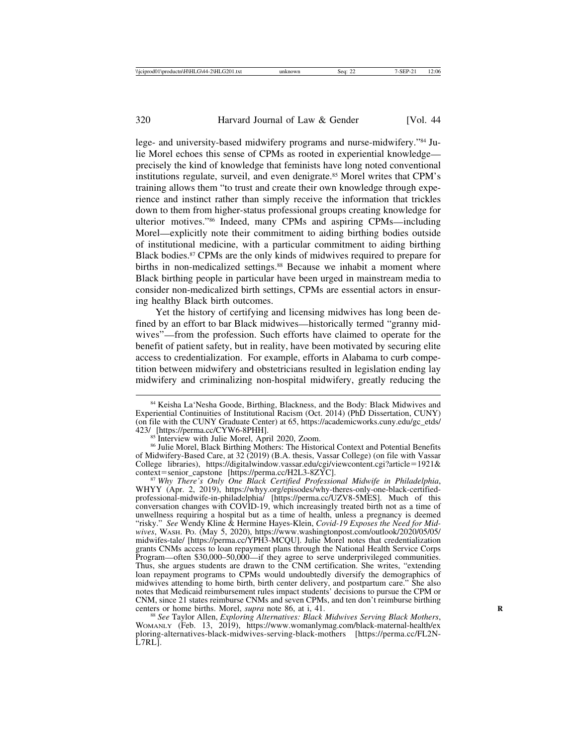lege- and university-based midwifery programs and nurse-midwifery."[84] Julie Morel echoes this sense of CPMs as rooted in experiential knowledge—precisely the kind of knowledge that feminists have long noted conventional institutions regulate, surveil, and even denigrate.[85] Morel writes that CPM's training allows them "to trust and create their own knowledge through experience and instinct rather than simply receive the information that trickles down to them from higher-status professional groups creating knowledge for ulterior motives."[86] Indeed, many CPMs and aspiring CPMs—including Morel—explicitly note their commitment to aiding birthing bodies outside of institutional medicine, with a particular commitment to aiding birthing Black bodies.[87] CPMs are the only kinds of midwives required to prepare for births in non-medicalized settings.[88] Because we inhabit a moment where Black birthing people in particular have been urged in mainstream media to consider non-medicalized birth settings, CPMs are essential actors in ensuring healthy Black birth outcomes.

Yet the history of certifying and licensing midwives has long been defined by an effort to bar Black midwives—historically termed "granny midwives"—from the profession. Such efforts have claimed to operate for the benefit of patient safety, but in reality, have been motivated by securing elite access to credentialization. For example, efforts in Alabama to curb competition between midwifery and obstetricians resulted in legislation ending lay midwifery and criminalizing non-hospital midwifery, greatly reducing the

---

[84] Keisha La'Nesha Goode, Birthing, Blackness, and the Body: Black Midwives and Experiential Continuities of Institutional Racism (Oct. 2014) (PhD Dissertation, CUNY) (on file with the CUNY Graduate Center) at 65, https://academicworks.cuny.edu/gc_etds/423/ [https://perma.cc/CYW6-8PHH].

[85] Interview with Julie Morel, April 2020, Zoom.

[86] Julie Morel, Black Birthing Mothers: The Historical Context and Potential Benefits of Midwifery-Based Care, at 32 (2019) (B.A. thesis, Vassar College) (on file with Vassar College libraries), https://digitalwindow.vassar.edu/cgi/viewcontent.cgi?article=1921&context=senior_capstone [https://perma.cc/H2L3-8ZYC].

[87] *Why There's Only One Black Certified Professional Midwife in Philadelphia*, WHYY (Apr. 2, 2019), https://whyy.org/episodes/why-theres-only-one-black-certified-professional-midwife-in-philadelphia/ [https://perma.cc/UZV8-5MES]. Much of this conversation changes with COVID-19, which increasingly treated birth not as a time of unwellness requiring a hospital but as a time of health, unless a pregnancy is deemed "risky." *See* Wendy Kline & Hermine Hayes-Klein, *Covid-19 Exposes the Need for Midwives*, WASH. PO. (May 5, 2020), https://www.washingtonpost.com/outlook/2020/05/05/midwifes-tale/ [https://perma.cc/YPH3-MCQU]. Julie Morel notes that credentialization grants CNMs access to loan repayment plans through the National Health Service Corps Program—often $30,000–50,000—if they agree to serve underprivileged communities. Thus, she argues students are drawn to the CNM certification. She writes, "extending loan repayment programs to CPMs would undoubtedly diversify the demographics of midwives attending to home birth, birth center delivery, and postpartum care." She also notes that Medicaid reimbursement rules impact students' decisions to pursue the CPM or CNM, since 21 states reimburse CNMs and seven CPMs, and ten don't reimburse birthing centers or home births. Morel, *supra* note 86, at i, 41.

[88] *See* Taylor Allen, *Exploring Alternatives: Black Midwives Serving Black Mothers*, WOMANLY (Feb. 13, 2019), https://www.womanlymag.com/black-maternal-health/exploring-alternatives-black-midwives-serving-black-mothers [https://perma.cc/FL2N-L7RL].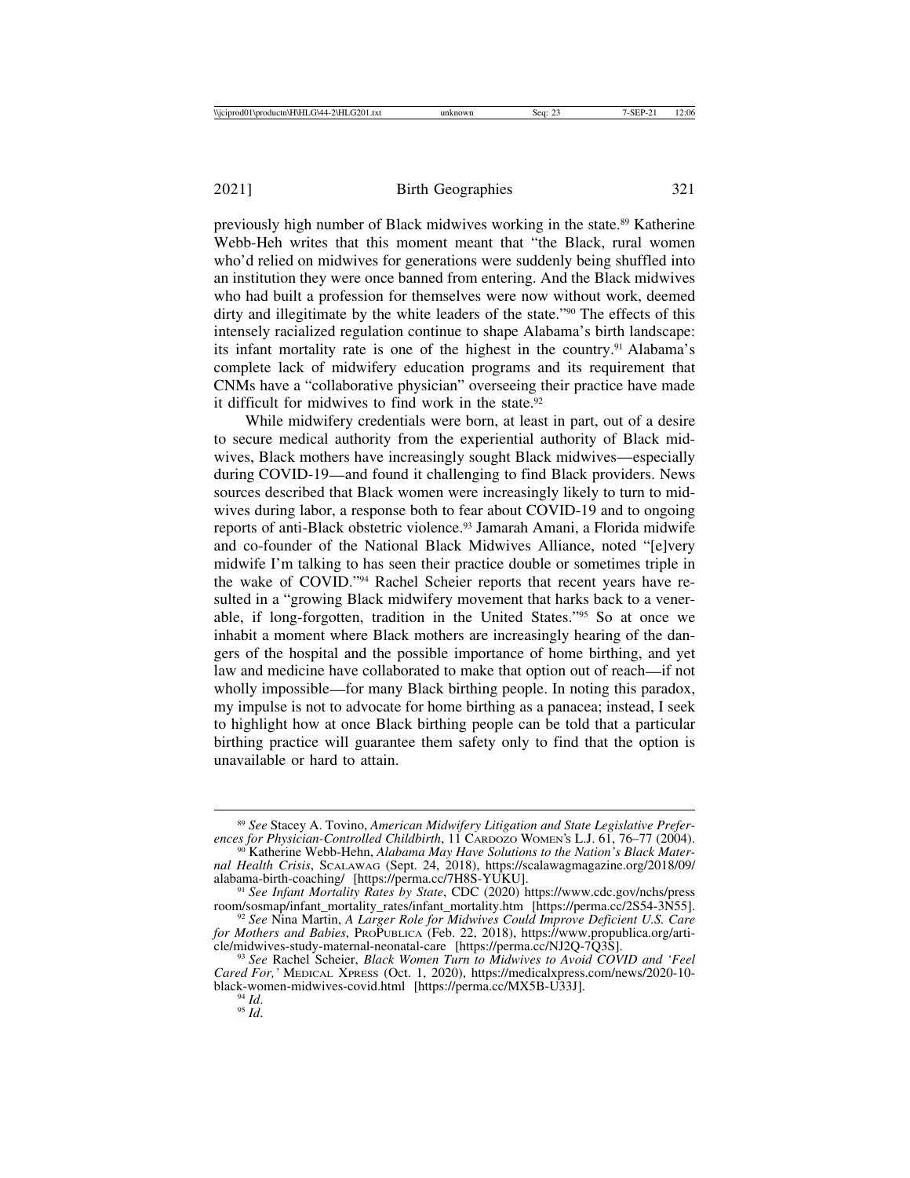previously high number of Black midwives working in the state.[89] Katherine Webb-Heh writes that this moment meant that "the Black, rural women who'd relied on midwives for generations were suddenly being shuffled into an institution they were once banned from entering. And the Black midwives who had built a profession for themselves were now without work, deemed dirty and illegitimate by the white leaders of the state."[90] The effects of this intensely racialized regulation continue to shape Alabama's birth landscape: its infant mortality rate is one of the highest in the country.[91] Alabama's complete lack of midwifery education programs and its requirement that CNMs have a "collaborative physician" overseeing their practice have made it difficult for midwives to find work in the state.[92]

While midwifery credentials were born, at least in part, out of a desire to secure medical authority from the experiential authority of Black midwives, Black mothers have increasingly sought Black midwives—especially during COVID-19—and found it challenging to find Black providers. News sources described that Black women were increasingly likely to turn to midwives during labor, a response both to fear about COVID-19 and to ongoing reports of anti-Black obstetric violence.[93] Jamarah Amani, a Florida midwife and co-founder of the National Black Midwives Alliance, noted "[e]very midwife I'm talking to has seen their practice double or sometimes triple in the wake of COVID."[94] Rachel Scheier reports that recent years have resulted in a "growing Black midwifery movement that harks back to a venerable, if long-forgotten, tradition in the United States."[95] So at once we inhabit a moment where Black mothers are increasingly hearing of the dangers of the hospital and the possible importance of home birthing, and yet law and medicine have collaborated to make that option out of reach—if not wholly impossible—for many Black birthing people. In noting this paradox, my impulse is not to advocate for home birthing as a panacea; instead, I seek to highlight how at once Black birthing people can be told that a particular birthing practice will guarantee them safety only to find that the option is unavailable or hard to attain.

---

[89] *See* Stacey A. Tovino, *American Midwifery Litigation and State Legislative Preferences for Physician-Controlled Childbirth*, 11 CARDOZO WOMEN'S L.J. 61, 76–77 (2004).

[90] Katherine Webb-Hehn, *Alabama May Have Solutions to the Nation's Black Maternal Health Crisis*, SCALAWAG (Sept. 24, 2018), https://scalawagmagazine.org/2018/09/alabama-birth-coaching/ [https://perma.cc/7H8S-YUKU].

[91] *See Infant Mortality Rates by State*, CDC (2020) https://www.cdc.gov/nchs/pressroom/sosmap/infant_mortality_rates/infant_mortality.htm [https://perma.cc/2S54-3N55].

[92] *See* Nina Martin, *A Larger Role for Midwives Could Improve Deficient U.S. Care for Mothers and Babies*, PROPUBLICA (Feb. 22, 2018), https://www.propublica.org/article/midwives-study-maternal-neonatal-care [https://perma.cc/NJ2Q-7Q3S].

[93] *See* Rachel Scheier, *Black Women Turn to Midwives to Avoid COVID and 'Feel Cared For,'* MEDICAL XPRESS (Oct. 1, 2020), https://medicalxpress.com/news/2020-10-black-women-midwives-covid.html [https://perma.cc/MX5B-U33J].

[94] *Id.*

[95] *Id.*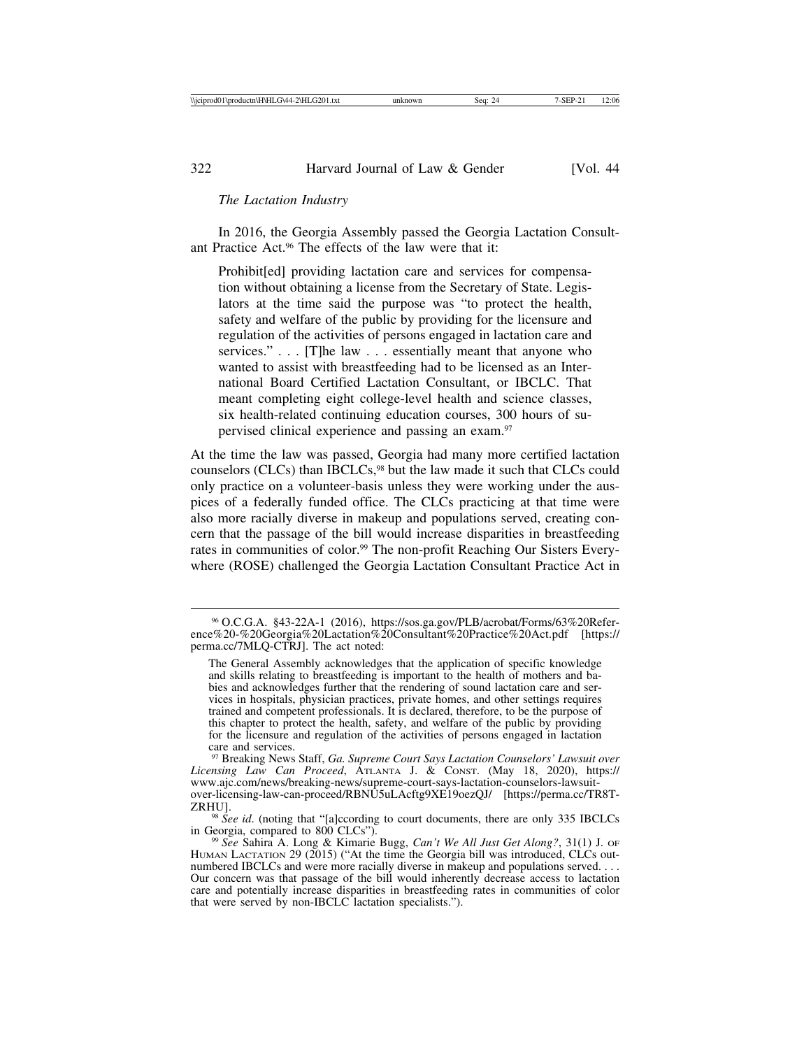*The Lactation Industry*

In 2016, the Georgia Assembly passed the Georgia Lactation Consultant Practice Act.[96] The effects of the law were that it:

> Prohibit[ed] providing lactation care and services for compensation without obtaining a license from the Secretary of State. Legislators at the time said the purpose was "to protect the health, safety and welfare of the public by providing for the licensure and regulation of the activities of persons engaged in lactation care and services." . . . [T]he law . . . essentially meant that anyone who wanted to assist with breastfeeding had to be licensed as an International Board Certified Lactation Consultant, or IBCLC. That meant completing eight college-level health and science classes, six health-related continuing education courses, 300 hours of supervised clinical experience and passing an exam.[97]

At the time the law was passed, Georgia had many more certified lactation counselors (CLCs) than IBCLCs,[98] but the law made it such that CLCs could only practice on a volunteer-basis unless they were working under the auspices of a federally funded office. The CLCs practicing at that time were also more racially diverse in makeup and populations served, creating concern that the passage of the bill would increase disparities in breastfeeding rates in communities of color.[99] The non-profit Reaching Our Sisters Everywhere (ROSE) challenged the Georgia Lactation Consultant Practice Act in

---

[96] O.C.G.A. §43-22A-1 (2016), https://sos.ga.gov/PLB/acrobat/Forms/63%20Reference%20-%20Georgia%20Lactation%20Consultant%20Practice%20Act.pdf [https://perma.cc/7MLQ-CTRJ]. The act noted:

> The General Assembly acknowledges that the application of specific knowledge and skills relating to breastfeeding is important to the health of mothers and babies and acknowledges further that the rendering of sound lactation care and services in hospitals, physician practices, private homes, and other settings requires trained and competent professionals. It is declared, therefore, to be the purpose of this chapter to protect the health, safety, and welfare of the public by providing for the licensure and regulation of the activities of persons engaged in lactation care and services.

[97] Breaking News Staff, *Ga. Supreme Court Says Lactation Counselors' Lawsuit over Licensing Law Can Proceed*, ATLANTA J. & CONST. (May 18, 2020), https://www.ajc.com/news/breaking-news/supreme-court-says-lactation-counselors-lawsuit-over-licensing-law-can-proceed/RBNU5uLAcftg9XE19oezQJ/ [https://perma.cc/TR8T-ZRHU].

[98] *See id*. (noting that "[a]ccording to court documents, there are only 335 IBCLCs in Georgia, compared to 800 CLCs").

[99] *See* Sahira A. Long & Kimarie Bugg, *Can't We All Just Get Along?*, 31(1) J. OF HUMAN LACTATION 29 (2015) ("At the time the Georgia bill was introduced, CLCs outnumbered IBCLCs and were more racially diverse in makeup and populations served. . . . Our concern was that passage of the bill would inherently decrease access to lactation care and potentially increase disparities in breastfeeding rates in communities of color that were served by non-IBCLC lactation specialists.").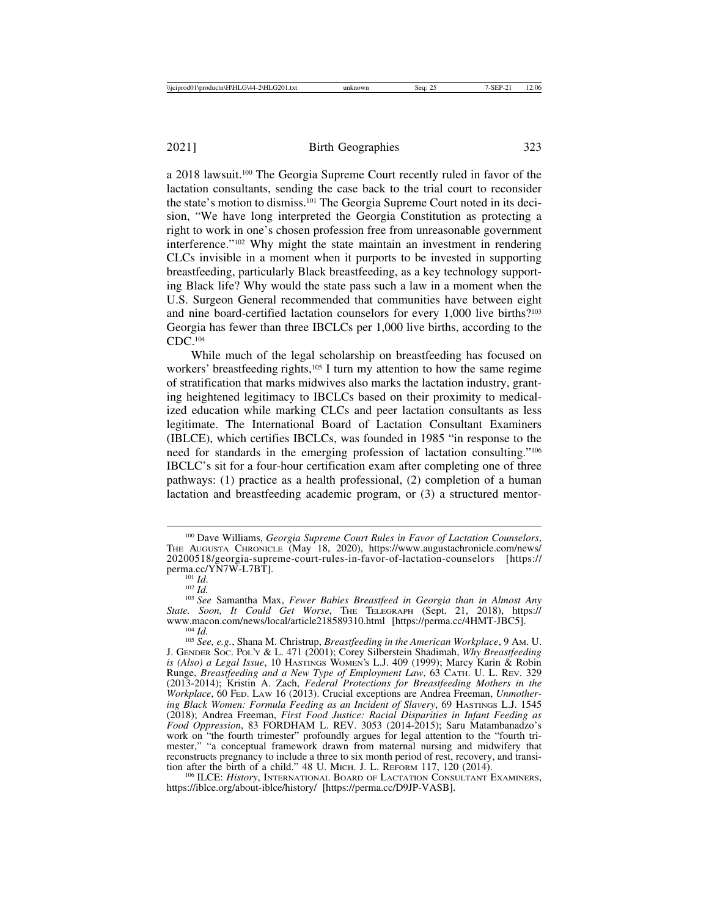a 2018 lawsuit.[100] The Georgia Supreme Court recently ruled in favor of the lactation consultants, sending the case back to the trial court to reconsider the state's motion to dismiss.[101] The Georgia Supreme Court noted in its decision, "We have long interpreted the Georgia Constitution as protecting a right to work in one's chosen profession free from unreasonable government interference."[102] Why might the state maintain an investment in rendering CLCs invisible in a moment when it purports to be invested in supporting breastfeeding, particularly Black breastfeeding, as a key technology supporting Black life? Why would the state pass such a law in a moment when the U.S. Surgeon General recommended that communities have between eight and nine board-certified lactation counselors for every 1,000 live births?[103] Georgia has fewer than three IBCLCs per 1,000 live births, according to the CDC.[104]

While much of the legal scholarship on breastfeeding has focused on workers' breastfeeding rights,[105] I turn my attention to how the same regime of stratification that marks midwives also marks the lactation industry, granting heightened legitimacy to IBCLCs based on their proximity to medicalized education while marking CLCs and peer lactation consultants as less legitimate. The International Board of Lactation Consultant Examiners (IBLCE), which certifies IBCLCs, was founded in 1985 "in response to the need for standards in the emerging profession of lactation consulting."[106] IBCLC's sit for a four-hour certification exam after completing one of three pathways: (1) practice as a health professional, (2) completion of a human lactation and breastfeeding academic program, or (3) a structured mentor-

---

[100] Dave Williams, *Georgia Supreme Court Rules in Favor of Lactation Counselors*, THE AUGUSTA CHRONICLE (May 18, 2020), https://www.augustachronicle.com/news/20200518/georgia-supreme-court-rules-in-favor-of-lactation-counselors [https://perma.cc/YN7W-L7BT].

[101] *Id*.

[102] *Id.*

[103] *See* Samantha Max, *Fewer Babies Breastfeed in Georgia than in Almost Any State. Soon, It Could Get Worse*, THE TELEGRAPH (Sept. 21, 2018), https://www.macon.com/news/local/article218589310.html [https://perma.cc/4HMT-JBC5].

[104] *Id.*

[105] *See, e.g.*, Shana M. Christrup, *Breastfeeding in the American Workplace*, 9 AM. U. J. GENDER SOC. POL'Y & L. 471 (2001); Corey Silberstein Shadimah, *Why Breastfeeding is (Also) a Legal Issue*, 10 HASTINGS WOMEN'S L.J. 409 (1999); Marcy Karin & Robin Runge, *Breastfeeding and a New Type of Employment Law*, 63 CATH. U. L. REV. 329 (2013-2014); Kristin A. Zach, *Federal Protections for Breastfeeding Mothers in the Workplace*, 60 FED. LAW 16 (2013). Crucial exceptions are Andrea Freeman, *Unmothering Black Women: Formula Feeding as an Incident of Slavery*, 69 HASTINGS L.J. 1545 (2018); Andrea Freeman, *First Food Justice: Racial Disparities in Infant Feeding as Food Oppression*, 83 FORDHAM L. REV. 3053 (2014-2015); Saru Matambanadzo's work on "the fourth trimester" profoundly argues for legal attention to the "fourth trimester," "a conceptual framework drawn from maternal nursing and midwifery that reconstructs pregnancy to include a three to six month period of rest, recovery, and transition after the birth of a child." 48 U. MICH. J. L. REFORM 117, 120 (2014).

[106] ILCE: *History*, INTERNATIONAL BOARD OF LACTATION CONSULTANT EXAMINERS, https://iblce.org/about-iblce/history/ [https://perma.cc/D9JP-VASB].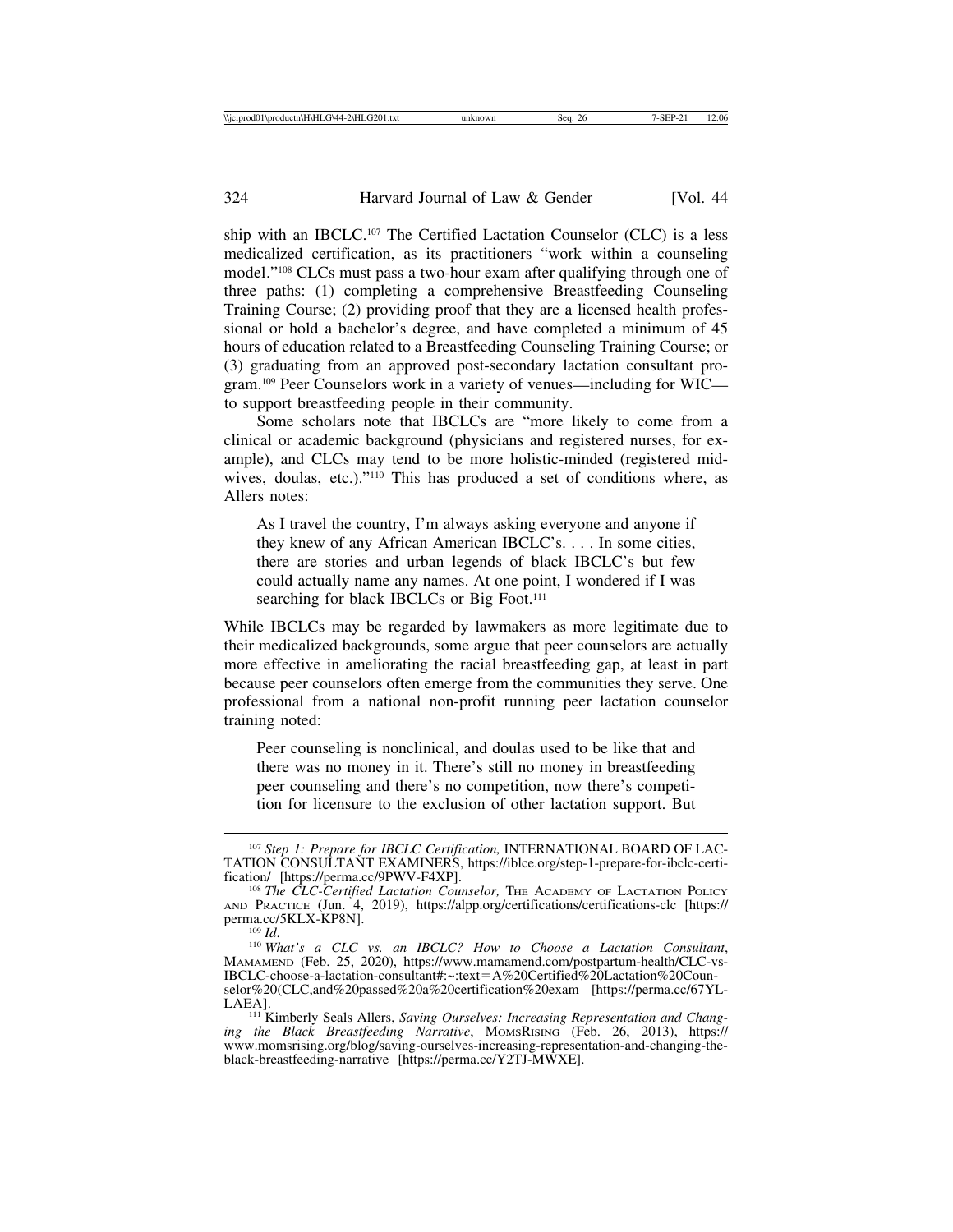ship with an IBCLC.[107] The Certified Lactation Counselor (CLC) is a less medicalized certification, as its practitioners "work within a counseling model."[108] CLCs must pass a two-hour exam after qualifying through one of three paths: (1) completing a comprehensive Breastfeeding Counseling Training Course; (2) providing proof that they are a licensed health professional or hold a bachelor's degree, and have completed a minimum of 45 hours of education related to a Breastfeeding Counseling Training Course; or (3) graduating from an approved post-secondary lactation consultant program.[109] Peer Counselors work in a variety of venues—including for WIC—to support breastfeeding people in their community.

Some scholars note that IBCLCs are "more likely to come from a clinical or academic background (physicians and registered nurses, for example), and CLCs may tend to be more holistic-minded (registered midwives, doulas, etc.)."[110] This has produced a set of conditions where, as Allers notes:

> As I travel the country, I'm always asking everyone and anyone if they knew of any African American IBCLC's. . . . In some cities, there are stories and urban legends of black IBCLC's but few could actually name any names. At one point, I wondered if I was searching for black IBCLCs or Big Foot.[111]

While IBCLCs may be regarded by lawmakers as more legitimate due to their medicalized backgrounds, some argue that peer counselors are actually more effective in ameliorating the racial breastfeeding gap, at least in part because peer counselors often emerge from the communities they serve. One professional from a national non-profit running peer lactation counselor training noted:

> Peer counseling is nonclinical, and doulas used to be like that and there was no money in it. There's still no money in breastfeeding peer counseling and there's no competition, now there's competition for licensure to the exclusion of other lactation support. But

---

[107] *Step 1: Prepare for IBCLC Certification,* INTERNATIONAL BOARD OF LACTATION CONSULTANT EXAMINERS, https://iblce.org/step-1-prepare-for-ibclc-certification/ [https://perma.cc/9PWV-F4XP].

[108] *The CLC-Certified Lactation Counselor,* THE ACADEMY OF LACTATION POLICY AND PRACTICE (Jun. 4, 2019), https://alpp.org/certifications/certifications-clc [https://perma.cc/5KLX-KP8N].

[109] *Id*.

[110] *What's a CLC vs. an IBCLC? How to Choose a Lactation Consultant*, MAMAMEND (Feb. 25, 2020), https://www.mamamend.com/postpartum-health/CLC-vs-IBCLC-choose-a-lactation-consultant#:~:text=A%20Certified%20Lactation%20Counselor%20(CLC,and%20passed%20a%20certification%20exam [https://perma.cc/67YL-LAEA].

[111] Kimberly Seals Allers, *Saving Ourselves: Increasing Representation and Changing the Black Breastfeeding Narrative*, MOMSRISING (Feb. 26, 2013), https://www.momsrising.org/blog/saving-ourselves-increasing-representation-and-changing-the-black-breastfeeding-narrative [https://perma.cc/Y2TJ-MWXE].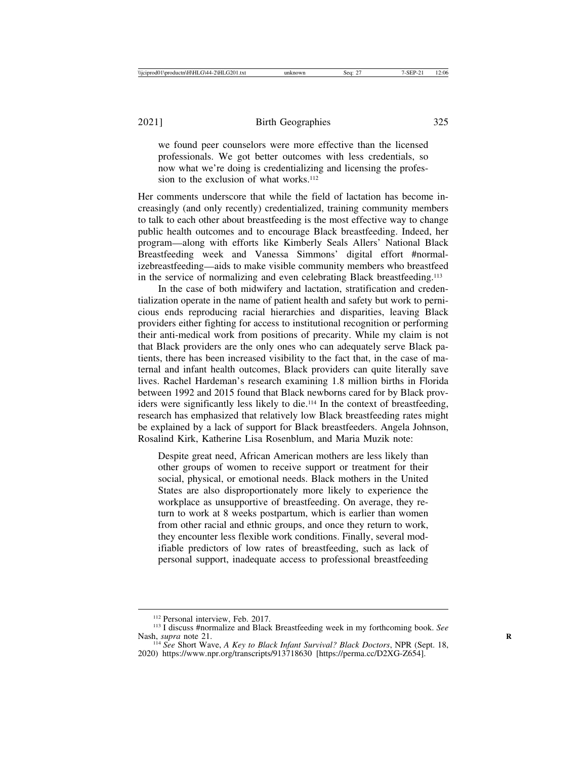> we found peer counselors were more effective than the licensed professionals. We got better outcomes with less credentials, so now what we're doing is credentializing and licensing the profession to the exclusion of what works.[112]

Her comments underscore that while the field of lactation has become increasingly (and only recently) credentialized, training community members to talk to each other about breastfeeding is the most effective way to change public health outcomes and to encourage Black breastfeeding. Indeed, her program—along with efforts like Kimberly Seals Allers' National Black Breastfeeding week and Vanessa Simmons' digital effort #normalizebreastfeeding—aids to make visible community members who breastfeed in the service of normalizing and even celebrating Black breastfeeding.[113]

In the case of both midwifery and lactation, stratification and credentialization operate in the name of patient health and safety but work to pernicious ends reproducing racial hierarchies and disparities, leaving Black providers either fighting for access to institutional recognition or performing their anti-medical work from positions of precarity. While my claim is not that Black providers are the only ones who can adequately serve Black patients, there has been increased visibility to the fact that, in the case of maternal and infant health outcomes, Black providers can quite literally save lives. Rachel Hardeman's research examining 1.8 million births in Florida between 1992 and 2015 found that Black newborns cared for by Black providers were significantly less likely to die.[114] In the context of breastfeeding, research has emphasized that relatively low Black breastfeeding rates might be explained by a lack of support for Black breastfeeders. Angela Johnson, Rosalind Kirk, Katherine Lisa Rosenblum, and Maria Muzik note:

> Despite great need, African American mothers are less likely than other groups of women to receive support or treatment for their social, physical, or emotional needs. Black mothers in the United States are also disproportionately more likely to experience the workplace as unsupportive of breastfeeding. On average, they return to work at 8 weeks postpartum, which is earlier than women from other racial and ethnic groups, and once they return to work, they encounter less flexible work conditions. Finally, several modifiable predictors of low rates of breastfeeding, such as lack of personal support, inadequate access to professional breastfeeding

---

[112] Personal interview, Feb. 2017.

[113] I discuss #normalize and Black Breastfeeding week in my forthcoming book. *See* Nash, *supra* note 21.

[114] *See* Short Wave, *A Key to Black Infant Survival? Black Doctors*, NPR (Sept. 18, 2020) https://www.npr.org/transcripts/913718630 [https://perma.cc/D2XG-Z654].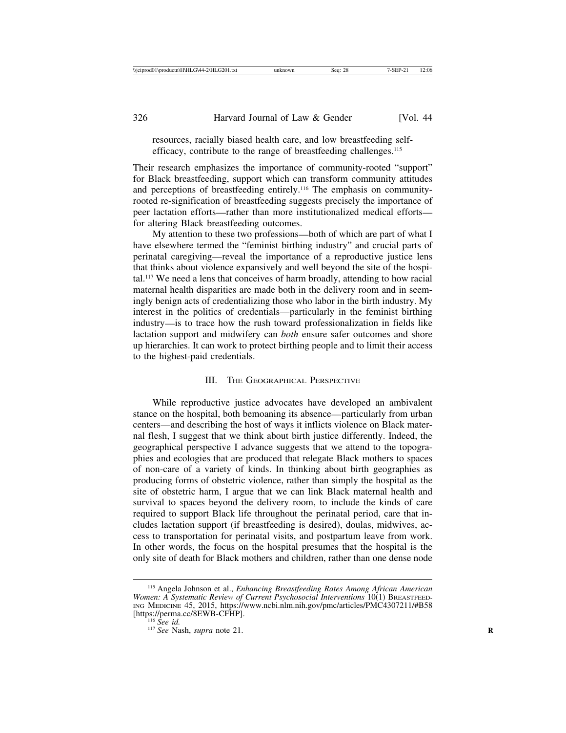resources, racially biased health care, and low breastfeeding self-efficacy, contribute to the range of breastfeeding challenges.[115]

Their research emphasizes the importance of community-rooted "support" for Black breastfeeding, support which can transform community attitudes and perceptions of breastfeeding entirely.[116] The emphasis on community-rooted re-signification of breastfeeding suggests precisely the importance of peer lactation efforts—rather than more institutionalized medical efforts—for altering Black breastfeeding outcomes.

My attention to these two professions—both of which are part of what I have elsewhere termed the "feminist birthing industry" and crucial parts of perinatal caregiving—reveal the importance of a reproductive justice lens that thinks about violence expansively and well beyond the site of the hospital.[117] We need a lens that conceives of harm broadly, attending to how racial maternal health disparities are made both in the delivery room and in seemingly benign acts of credentializing those who labor in the birth industry. My interest in the politics of credentials—particularly in the feminist birthing industry—is to trace how the rush toward professionalization in fields like lactation support and midwifery can *both* ensure safer outcomes and shore up hierarchies. It can work to protect birthing people and to limit their access to the highest-paid credentials.

## III. The Geographical Perspective

While reproductive justice advocates have developed an ambivalent stance on the hospital, both bemoaning its absence—particularly from urban centers—and describing the host of ways it inflicts violence on Black maternal flesh, I suggest that we think about birth justice differently. Indeed, the geographical perspective I advance suggests that we attend to the topographies and ecologies that are produced that relegate Black mothers to spaces of non-care of a variety of kinds. In thinking about birth geographies as producing forms of obstetric violence, rather than simply the hospital as the site of obstetric harm, I argue that we can link Black maternal health and survival to spaces beyond the delivery room, to include the kinds of care required to support Black life throughout the perinatal period, care that includes lactation support (if breastfeeding is desired), doulas, midwives, access to transportation for perinatal visits, and postpartum leave from work. In other words, the focus on the hospital presumes that the hospital is the only site of death for Black mothers and children, rather than one dense node

[115] Angela Johnson et al., *Enhancing Breastfeeding Rates Among African American Women: A Systematic Review of Current Psychosocial Interventions* 10(1) Breastfeeding Medicine 45, 2015, https://www.ncbi.nlm.nih.gov/pmc/articles/PMC4307211/#B58 [https://perma.cc/8EWB-CFHP].

[116] *See id.*

[117] *See* Nash, *supra* note 21.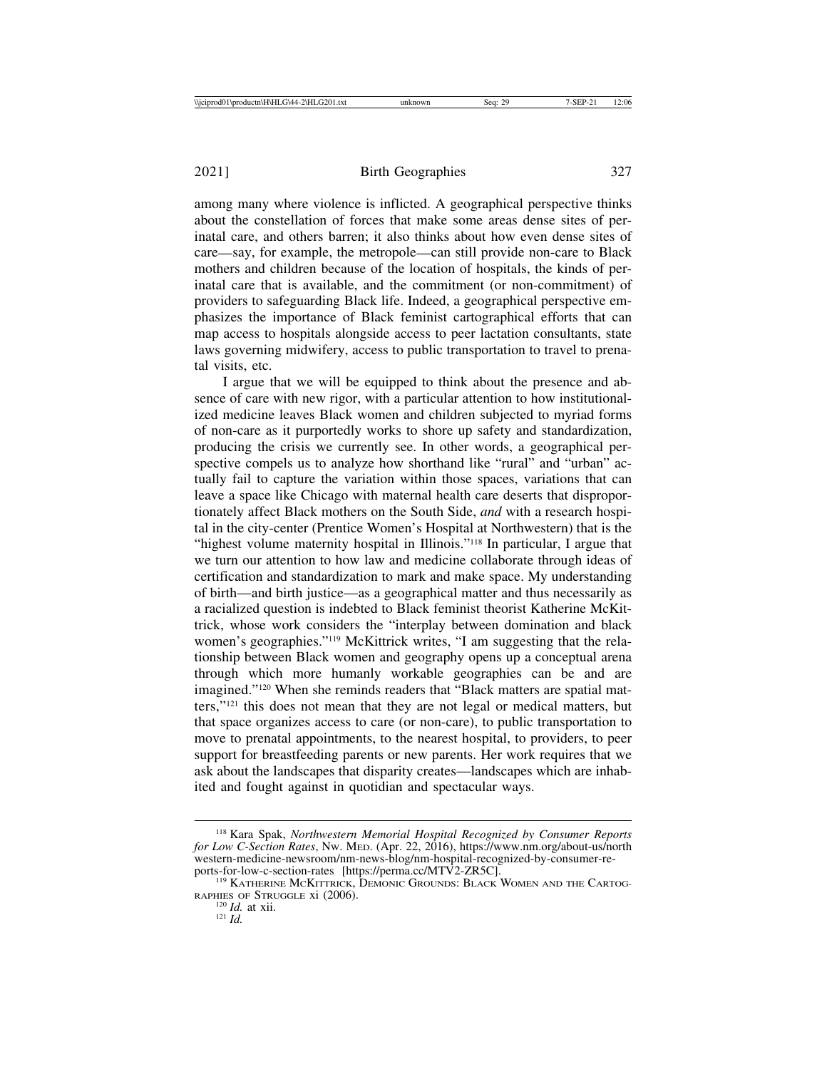among many where violence is inflicted. A geographical perspective thinks about the constellation of forces that make some areas dense sites of perinatal care, and others barren; it also thinks about how even dense sites of care—say, for example, the metropole—can still provide non-care to Black mothers and children because of the location of hospitals, the kinds of perinatal care that is available, and the commitment (or non-commitment) of providers to safeguarding Black life. Indeed, a geographical perspective emphasizes the importance of Black feminist cartographical efforts that can map access to hospitals alongside access to peer lactation consultants, state laws governing midwifery, access to public transportation to travel to prenatal visits, etc.

I argue that we will be equipped to think about the presence and absence of care with new rigor, with a particular attention to how institutionalized medicine leaves Black women and children subjected to myriad forms of non-care as it purportedly works to shore up safety and standardization, producing the crisis we currently see. In other words, a geographical perspective compels us to analyze how shorthand like "rural" and "urban" actually fail to capture the variation within those spaces, variations that can leave a space like Chicago with maternal health care deserts that disproportionately affect Black mothers on the South Side, *and* with a research hospital in the city-center (Prentice Women's Hospital at Northwestern) that is the "highest volume maternity hospital in Illinois."[118] In particular, I argue that we turn our attention to how law and medicine collaborate through ideas of certification and standardization to mark and make space. My understanding of birth—and birth justice—as a geographical matter and thus necessarily as a racialized question is indebted to Black feminist theorist Katherine McKittrick, whose work considers the "interplay between domination and black women's geographies."[119] McKittrick writes, "I am suggesting that the relationship between Black women and geography opens up a conceptual arena through which more humanly workable geographies can be and are imagined."[120] When she reminds readers that "Black matters are spatial matters,"[121] this does not mean that they are not legal or medical matters, but that space organizes access to care (or non-care), to public transportation to move to prenatal appointments, to the nearest hospital, to providers, to peer support for breastfeeding parents or new parents. Her work requires that we ask about the landscapes that disparity creates—landscapes which are inhabited and fought against in quotidian and spectacular ways.

---

[118] Kara Spak, *Northwestern Memorial Hospital Recognized by Consumer Reports for Low C-Section Rates*, NW. MED. (Apr. 22, 2016), https://www.nm.org/about-us/northwestern-medicine-newsroom/nm-news-blog/nm-hospital-recognized-by-consumer-reports-for-low-c-section-rates [https://perma.cc/MTV2-ZR5C].

[119] KATHERINE MCKITTRICK, DEMONIC GROUNDS: BLACK WOMEN AND THE CARTOGRAPHIES OF STRUGGLE xi (2006).

[120] *Id.* at xii.

[121] *Id.*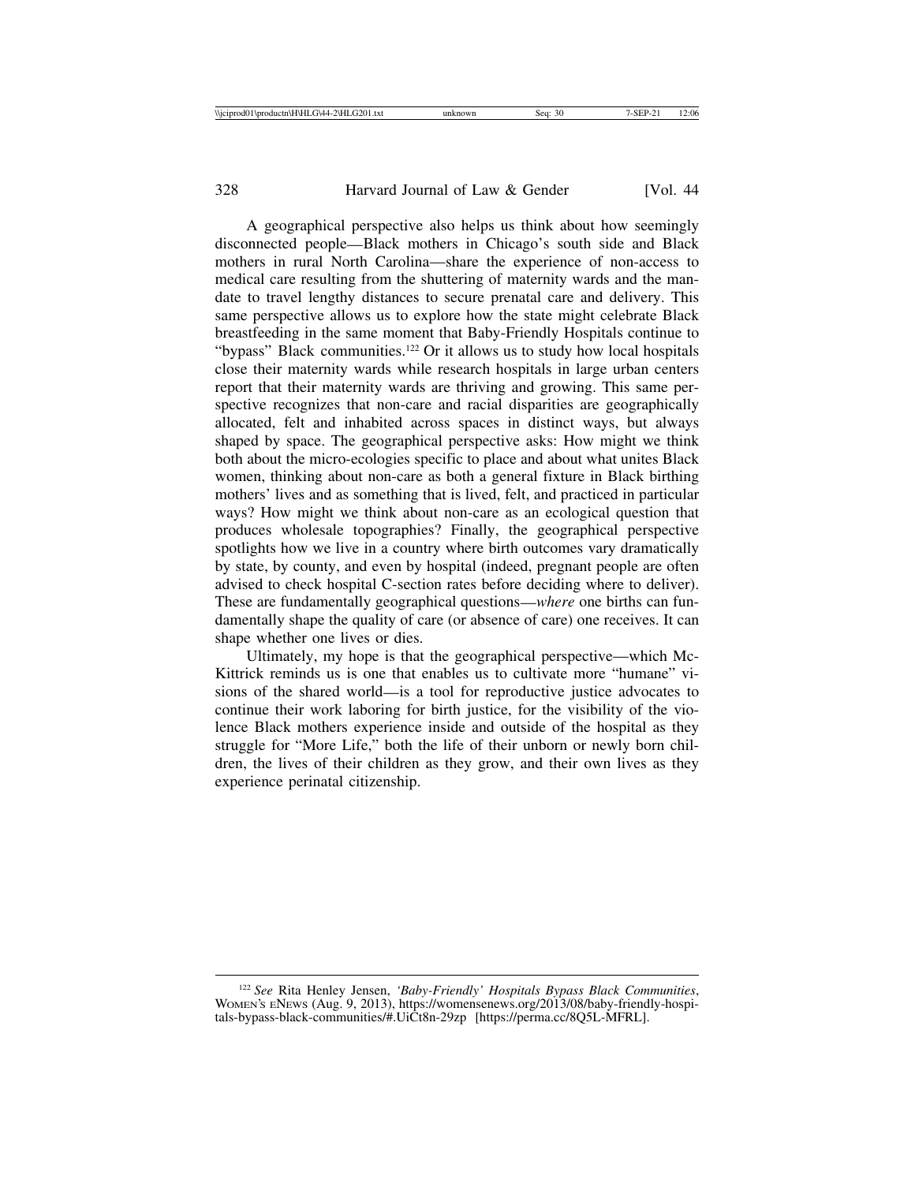A geographical perspective also helps us think about how seemingly disconnected people—Black mothers in Chicago's south side and Black mothers in rural North Carolina—share the experience of non-access to medical care resulting from the shuttering of maternity wards and the mandate to travel lengthy distances to secure prenatal care and delivery. This same perspective allows us to explore how the state might celebrate Black breastfeeding in the same moment that Baby-Friendly Hospitals continue to "bypass" Black communities.[122] Or it allows us to study how local hospitals close their maternity wards while research hospitals in large urban centers report that their maternity wards are thriving and growing. This same perspective recognizes that non-care and racial disparities are geographically allocated, felt and inhabited across spaces in distinct ways, but always shaped by space. The geographical perspective asks: How might we think both about the micro-ecologies specific to place and about what unites Black women, thinking about non-care as both a general fixture in Black birthing mothers' lives and as something that is lived, felt, and practiced in particular ways? How might we think about non-care as an ecological question that produces wholesale topographies? Finally, the geographical perspective spotlights how we live in a country where birth outcomes vary dramatically by state, by county, and even by hospital (indeed, pregnant people are often advised to check hospital C-section rates before deciding where to deliver). These are fundamentally geographical questions—*where* one births can fundamentally shape the quality of care (or absence of care) one receives. It can shape whether one lives or dies.

Ultimately, my hope is that the geographical perspective—which McKittrick reminds us is one that enables us to cultivate more "humane" visions of the shared world—is a tool for reproductive justice advocates to continue their work laboring for birth justice, for the visibility of the violence Black mothers experience inside and outside of the hospital as they struggle for "More Life," both the life of their unborn or newly born children, the lives of their children as they grow, and their own lives as they experience perinatal citizenship.

---

[122] *See* Rita Henley Jensen, *'Baby-Friendly' Hospitals Bypass Black Communities*, WOMEN'S ENEWS (Aug. 9, 2013), https://womensenews.org/2013/08/baby-friendly-hospitals-bypass-black-communities/#.UiCt8n-29zp [https://perma.cc/8Q5L-MFRL].